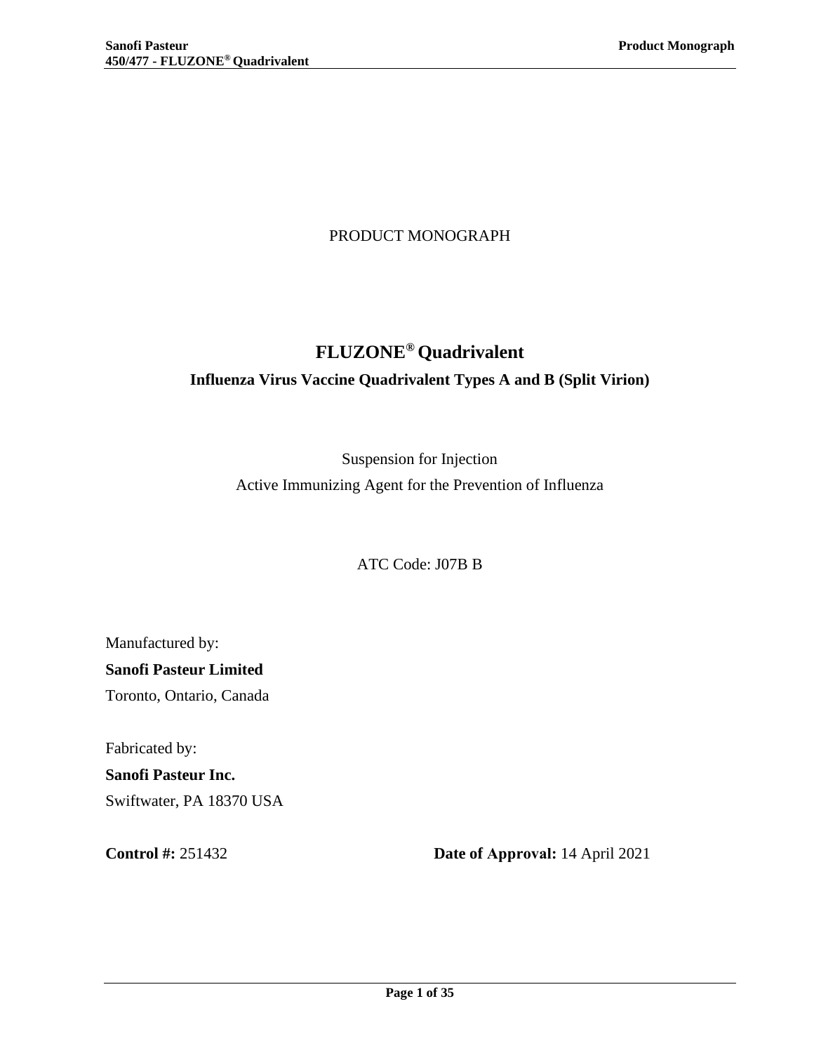PRODUCT MONOGRAPH

# FLUZONE® Quadrivalent

**Influenza Virus Vaccine Quadrivalent Types A and B (Split Virion)**

Suspension for Injection

Active Immunizing Agent for the Prevention of Influenza

ATC Code: J07B B

Manufactured by:

**Sanofi Pasteur Limited**

Toronto, Ontario, Canada

Fabricated by:

**Sanofi Pasteur Inc.**

Swiftwater, PA 18370 USA

**Control #:** 251432

**Date of Approval:** 14 April 2021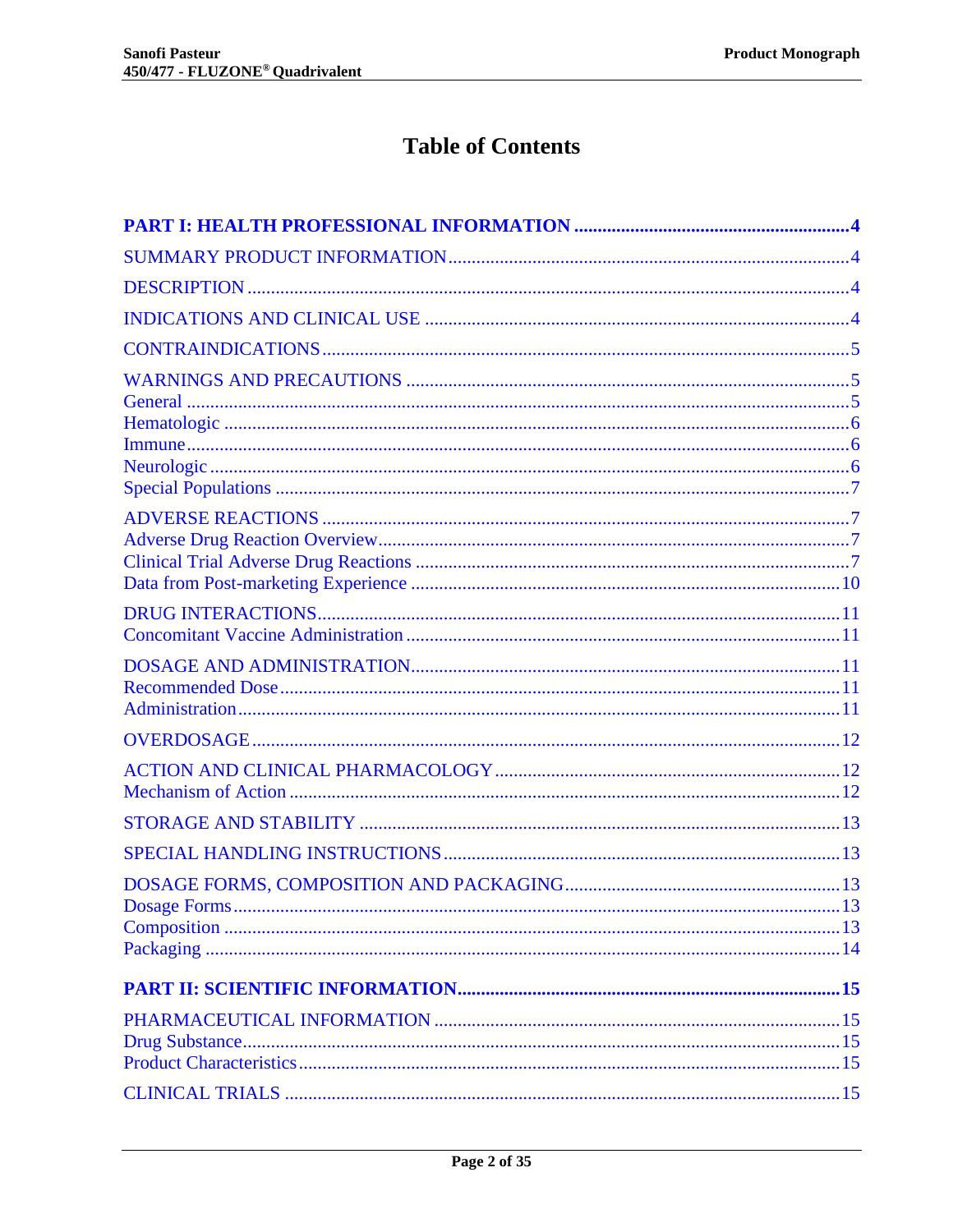# Table of Contents

**PART I: HEALTH PROFESSIONAL INFORMATION ....................................................... 4**

SUMMARY PRODUCT INFORMATION ........................................................................ 4

DESCRIPTION ........................................................................................................... 4

INDICATIONS AND CLINICAL USE ........................................................................ 4

CONTRAINDICATIONS .............................................................................................. 5

WARNINGS AND PRECAUTIONS ............................................................................ 5
General ........................................................................................................................ 5
Hematologic ................................................................................................................ 6
Immune ........................................................................................................................ 6
Neurologic ................................................................................................................... 6
Special Populations ..................................................................................................... 7

ADVERSE REACTIONS ............................................................................................. 7
Adverse Drug Reaction Overview ............................................................................... 7
Clinical Trial Adverse Drug Reactions ........................................................................ 7
Data from Post-marketing Experience ...................................................................... 10

DRUG INTERACTIONS ............................................................................................ 11
Concomitant Vaccine Administration ........................................................................ 11

DOSAGE AND ADMINISTRATION ......................................................................... 11
Recommended Dose .................................................................................................. 11
Administration ........................................................................................................... 11

OVERDOSAGE ......................................................................................................... 12

ACTION AND CLINICAL PHARMACOLOGY ....................................................... 12
Mechanism of Action ................................................................................................. 12

STORAGE AND STABILITY .................................................................................... 13

SPECIAL HANDLING INSTRUCTIONS ................................................................... 13

DOSAGE FORMS, COMPOSITION AND PACKAGING ......................................... 13
Dosage Forms ............................................................................................................. 13
Composition ............................................................................................................... 13
Packaging ................................................................................................................... 14

**PART II: SCIENTIFIC INFORMATION ................................................................ 15**

PHARMACEUTICAL INFORMATION .................................................................... 15
Drug Substance ........................................................................................................... 15
Product Characteristics ............................................................................................... 15

CLINICAL TRIALS .................................................................................................... 15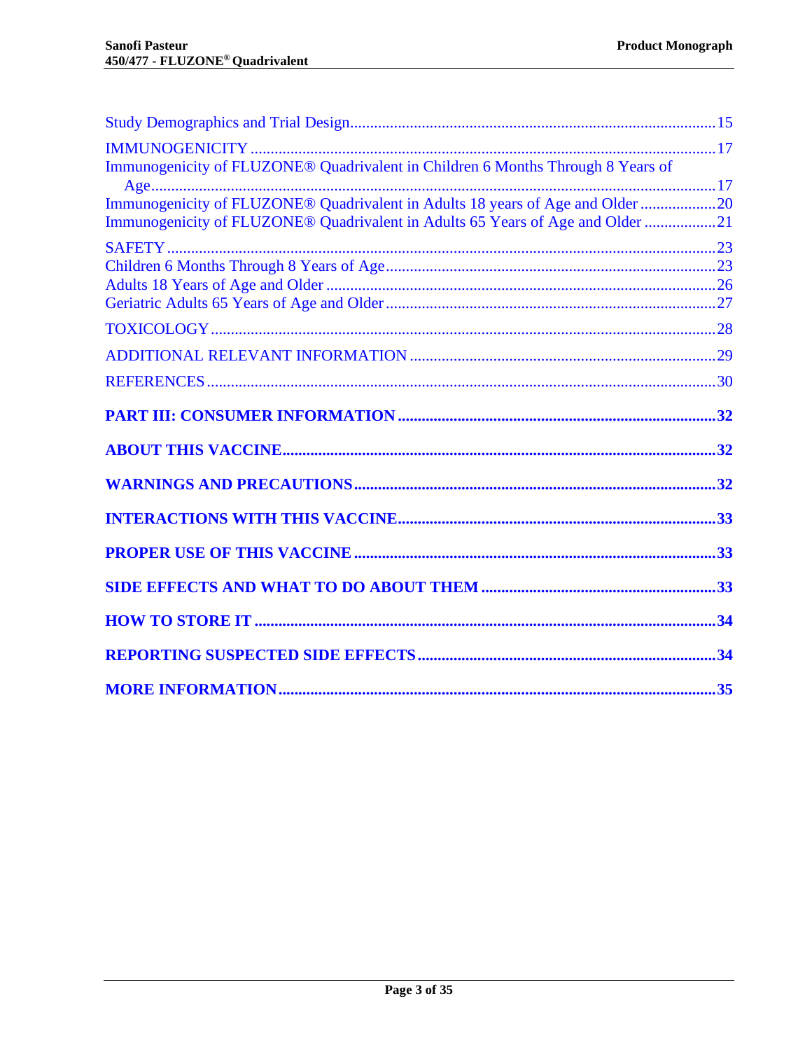Study Demographics and Trial Design...........................................................................................15

IMMUNOGENICITY ....................................................................................................................17

Immunogenicity of FLUZONE® Quadrivalent in Children 6 Months Through 8 Years of Age...........................................................................................................................................17

Immunogenicity of FLUZONE® Quadrivalent in Adults 18 years of Age and Older ...................20

Immunogenicity of FLUZONE® Quadrivalent in Adults 65 Years of Age and Older ..................21

SAFETY ........................................................................................................................................23

Children 6 Months Through 8 Years of Age..................................................................................23

Adults 18 Years of Age and Older .................................................................................................26

Geriatric Adults 65 Years of Age and Older ..................................................................................27

TOXICOLOGY .............................................................................................................................28

ADDITIONAL RELEVANT INFORMATION ............................................................................29

REFERENCES ..............................................................................................................................30

**PART III: CONSUMER INFORMATION ...............................................................................32**

**ABOUT THIS VACCINE...........................................................................................................32**

**WARNINGS AND PRECAUTIONS..........................................................................................32**

**INTERACTIONS WITH THIS VACCINE...............................................................................33**

**PROPER USE OF THIS VACCINE ..........................................................................................33**

**SIDE EFFECTS AND WHAT TO DO ABOUT THEM ..........................................................33**

**HOW TO STORE IT ...................................................................................................................34**

**REPORTING SUSPECTED SIDE EFFECTS..........................................................................34**

**MORE INFORMATION.............................................................................................................35**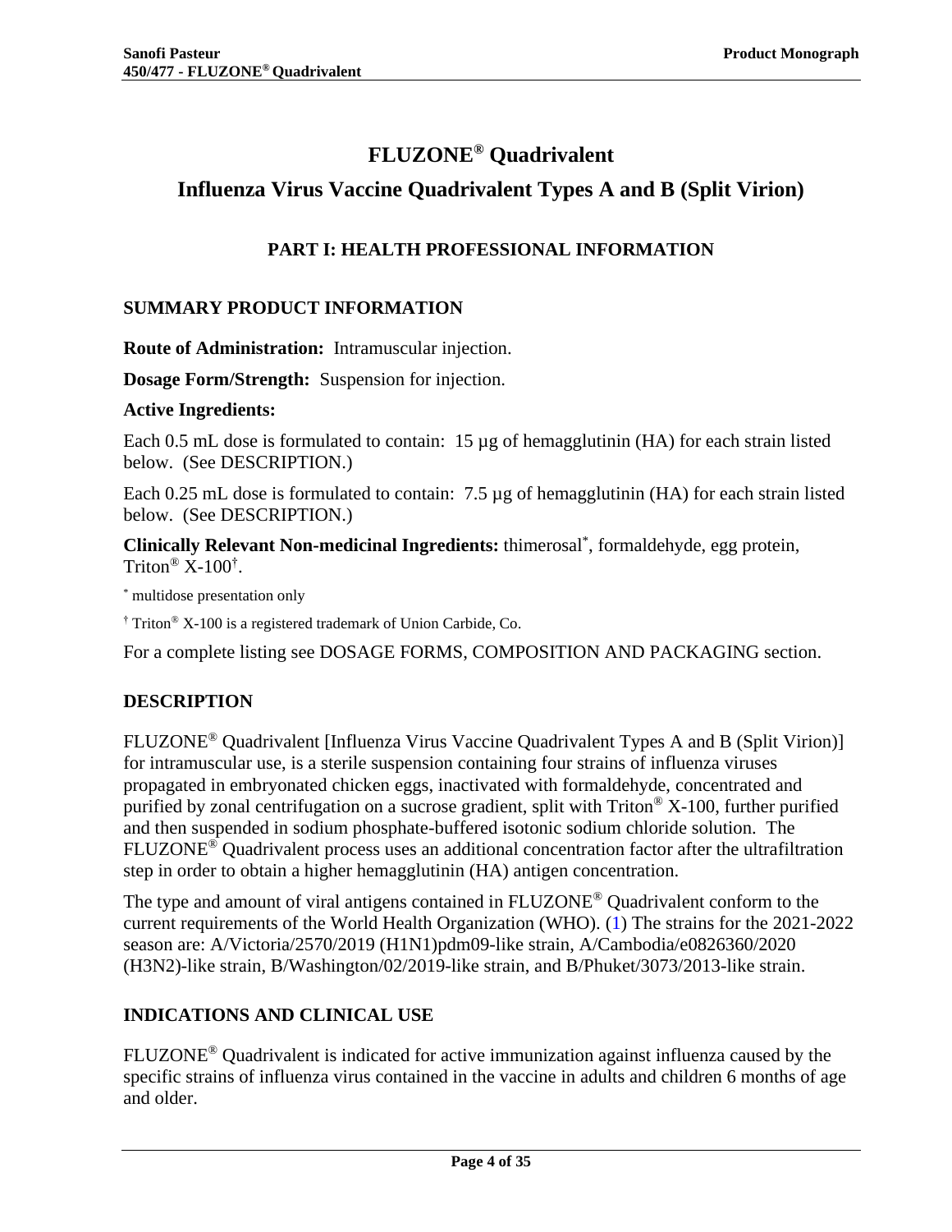# FLUZONE® Quadrivalent

## Influenza Virus Vaccine Quadrivalent Types A and B (Split Virion)

### PART I: HEALTH PROFESSIONAL INFORMATION

#### SUMMARY PRODUCT INFORMATION

**Route of Administration:** Intramuscular injection.

**Dosage Form/Strength:** Suspension for injection.

**Active Ingredients:**

Each 0.5 mL dose is formulated to contain: 15 µg of hemagglutinin (HA) for each strain listed below. (See DESCRIPTION.)

Each 0.25 mL dose is formulated to contain: 7.5 µg of hemagglutinin (HA) for each strain listed below. (See DESCRIPTION.)

**Clinically Relevant Non-medicinal Ingredients:** thimerosal*, formaldehyde, egg protein, Triton® X-100†.

* multidose presentation only

† Triton® X-100 is a registered trademark of Union Carbide, Co.

For a complete listing see DOSAGE FORMS, COMPOSITION AND PACKAGING section.

#### DESCRIPTION

FLUZONE® Quadrivalent [Influenza Virus Vaccine Quadrivalent Types A and B (Split Virion)] for intramuscular use, is a sterile suspension containing four strains of influenza viruses propagated in embryonated chicken eggs, inactivated with formaldehyde, concentrated and purified by zonal centrifugation on a sucrose gradient, split with Triton® X-100, further purified and then suspended in sodium phosphate-buffered isotonic sodium chloride solution. The FLUZONE® Quadrivalent process uses an additional concentration factor after the ultrafiltration step in order to obtain a higher hemagglutinin (HA) antigen concentration.

The type and amount of viral antigens contained in FLUZONE® Quadrivalent conform to the current requirements of the World Health Organization (WHO). (1) The strains for the 2021-2022 season are: A/Victoria/2570/2019 (H1N1)pdm09-like strain, A/Cambodia/e0826360/2020 (H3N2)-like strain, B/Washington/02/2019-like strain, and B/Phuket/3073/2013-like strain.

#### INDICATIONS AND CLINICAL USE

FLUZONE® Quadrivalent is indicated for active immunization against influenza caused by the specific strains of influenza virus contained in the vaccine in adults and children 6 months of age and older.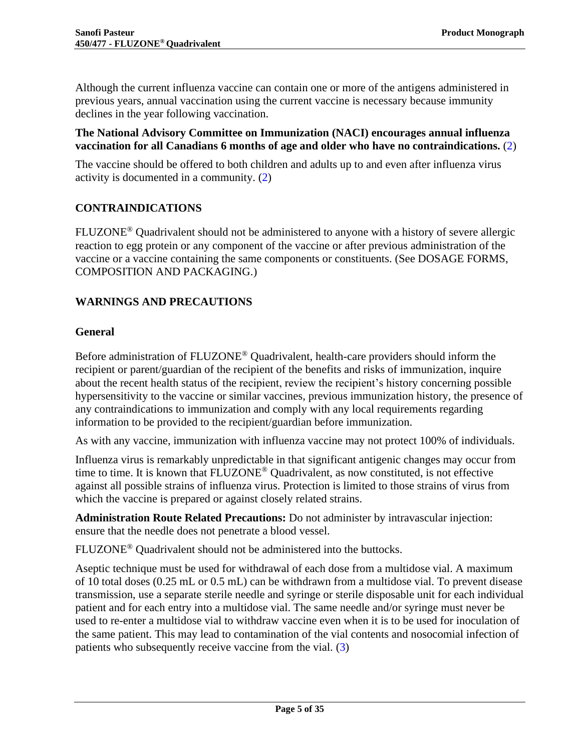Although the current influenza vaccine can contain one or more of the antigens administered in previous years, annual vaccination using the current vaccine is necessary because immunity declines in the year following vaccination.

**The National Advisory Committee on Immunization (NACI) encourages annual influenza vaccination for all Canadians 6 months of age and older who have no contraindications.** (2)

The vaccine should be offered to both children and adults up to and even after influenza virus activity is documented in a community. (2)

## CONTRAINDICATIONS

FLUZONE® Quadrivalent should not be administered to anyone with a history of severe allergic reaction to egg protein or any component of the vaccine or after previous administration of the vaccine or a vaccine containing the same components or constituents. (See DOSAGE FORMS, COMPOSITION AND PACKAGING.)

## WARNINGS AND PRECAUTIONS

### General

Before administration of FLUZONE® Quadrivalent, health-care providers should inform the recipient or parent/guardian of the recipient of the benefits and risks of immunization, inquire about the recent health status of the recipient, review the recipient's history concerning possible hypersensitivity to the vaccine or similar vaccines, previous immunization history, the presence of any contraindications to immunization and comply with any local requirements regarding information to be provided to the recipient/guardian before immunization.

As with any vaccine, immunization with influenza vaccine may not protect 100% of individuals.

Influenza virus is remarkably unpredictable in that significant antigenic changes may occur from time to time. It is known that FLUZONE® Quadrivalent, as now constituted, is not effective against all possible strains of influenza virus. Protection is limited to those strains of virus from which the vaccine is prepared or against closely related strains.

**Administration Route Related Precautions:** Do not administer by intravascular injection: ensure that the needle does not penetrate a blood vessel.

FLUZONE® Quadrivalent should not be administered into the buttocks.

Aseptic technique must be used for withdrawal of each dose from a multidose vial. A maximum of 10 total doses (0.25 mL or 0.5 mL) can be withdrawn from a multidose vial. To prevent disease transmission, use a separate sterile needle and syringe or sterile disposable unit for each individual patient and for each entry into a multidose vial. The same needle and/or syringe must never be used to re-enter a multidose vial to withdraw vaccine even when it is to be used for inoculation of the same patient. This may lead to contamination of the vial contents and nosocomial infection of patients who subsequently receive vaccine from the vial. (3)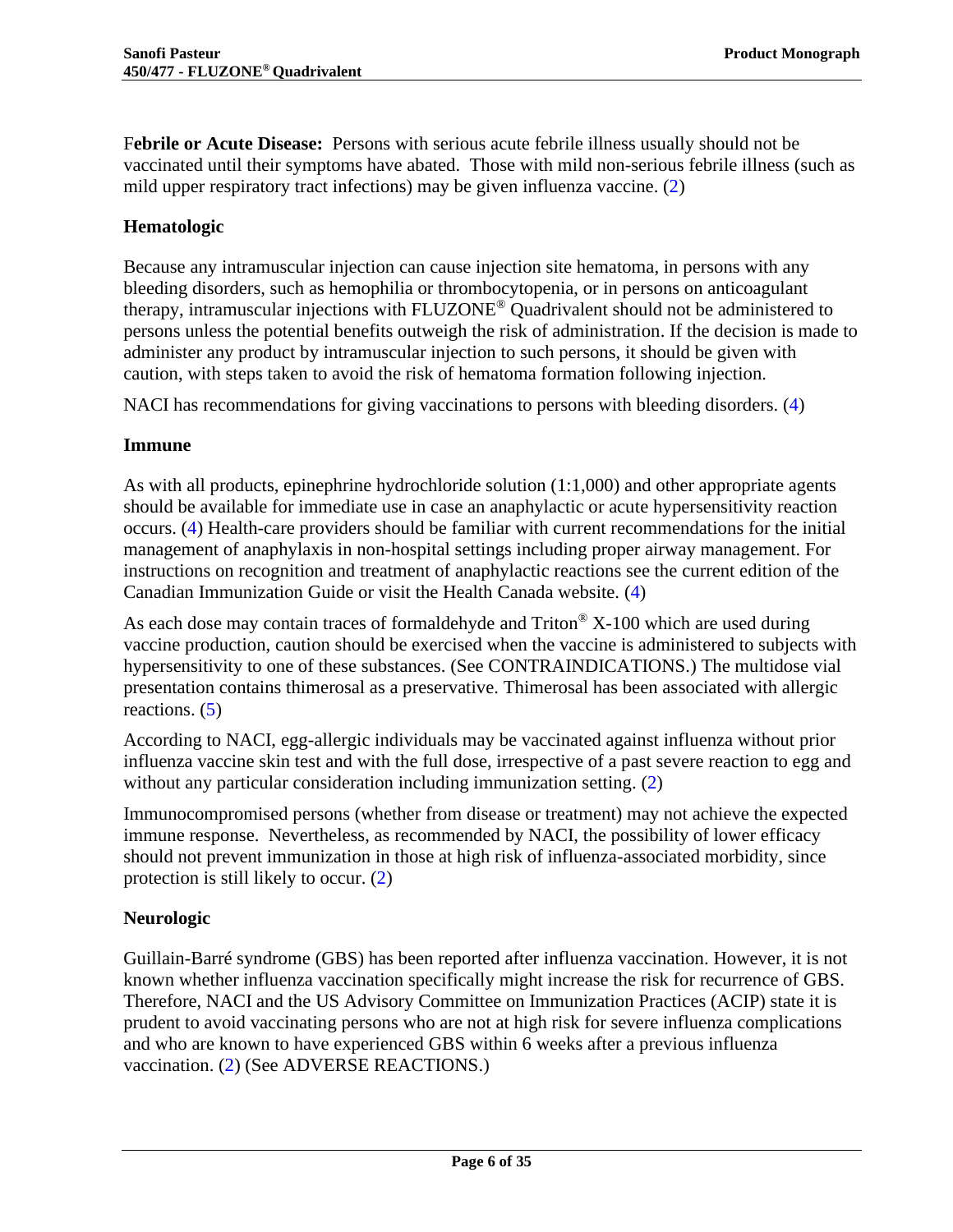**Febrile or Acute Disease:** Persons with serious acute febrile illness usually should not be vaccinated until their symptoms have abated. Those with mild non-serious febrile illness (such as mild upper respiratory tract infections) may be given influenza vaccine. (2)

### Hematologic

Because any intramuscular injection can cause injection site hematoma, in persons with any bleeding disorders, such as hemophilia or thrombocytopenia, or in persons on anticoagulant therapy, intramuscular injections with FLUZONE® Quadrivalent should not be administered to persons unless the potential benefits outweigh the risk of administration. If the decision is made to administer any product by intramuscular injection to such persons, it should be given with caution, with steps taken to avoid the risk of hematoma formation following injection.

NACI has recommendations for giving vaccinations to persons with bleeding disorders. (4)

### Immune

As with all products, epinephrine hydrochloride solution (1:1,000) and other appropriate agents should be available for immediate use in case an anaphylactic or acute hypersensitivity reaction occurs. (4) Health-care providers should be familiar with current recommendations for the initial management of anaphylaxis in non-hospital settings including proper airway management. For instructions on recognition and treatment of anaphylactic reactions see the current edition of the Canadian Immunization Guide or visit the Health Canada website. (4)

As each dose may contain traces of formaldehyde and Triton® X-100 which are used during vaccine production, caution should be exercised when the vaccine is administered to subjects with hypersensitivity to one of these substances. (See CONTRAINDICATIONS.) The multidose vial presentation contains thimerosal as a preservative. Thimerosal has been associated with allergic reactions. (5)

According to NACI, egg-allergic individuals may be vaccinated against influenza without prior influenza vaccine skin test and with the full dose, irrespective of a past severe reaction to egg and without any particular consideration including immunization setting. (2)

Immunocompromised persons (whether from disease or treatment) may not achieve the expected immune response. Nevertheless, as recommended by NACI, the possibility of lower efficacy should not prevent immunization in those at high risk of influenza-associated morbidity, since protection is still likely to occur. (2)

### Neurologic

Guillain-Barré syndrome (GBS) has been reported after influenza vaccination. However, it is not known whether influenza vaccination specifically might increase the risk for recurrence of GBS. Therefore, NACI and the US Advisory Committee on Immunization Practices (ACIP) state it is prudent to avoid vaccinating persons who are not at high risk for severe influenza complications and who are known to have experienced GBS within 6 weeks after a previous influenza vaccination. (2) (See ADVERSE REACTIONS.)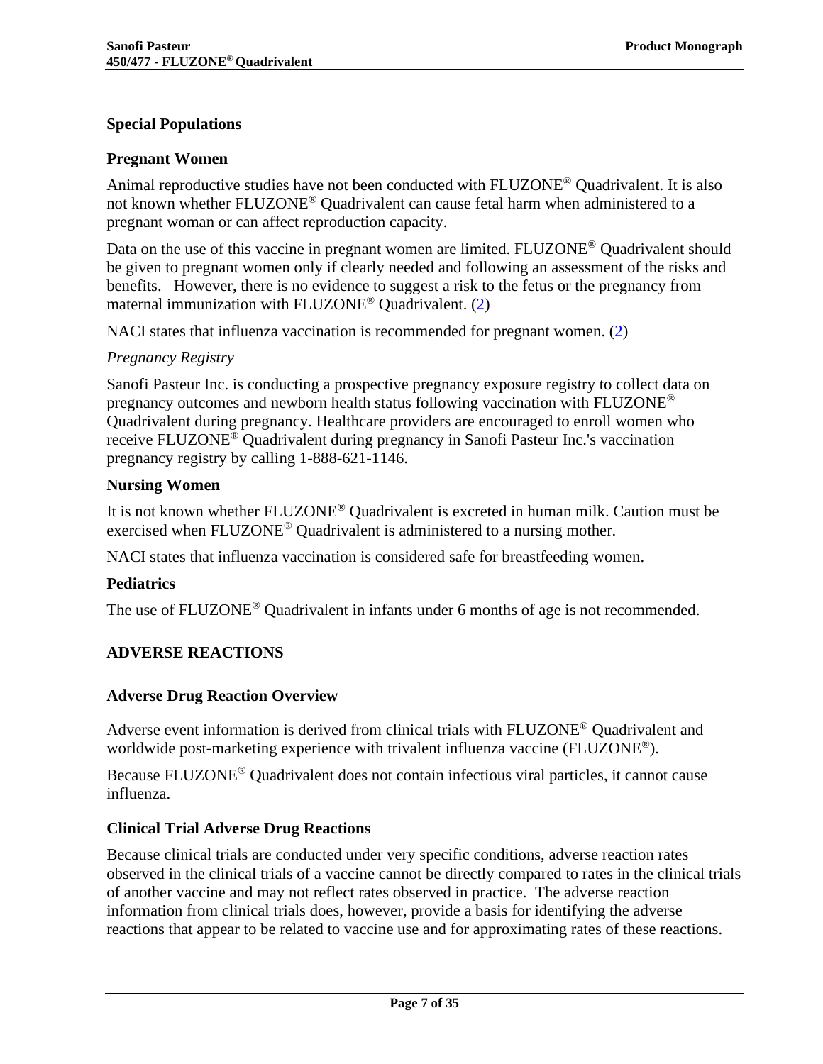## Special Populations

### Pregnant Women

Animal reproductive studies have not been conducted with FLUZONE® Quadrivalent. It is also not known whether FLUZONE® Quadrivalent can cause fetal harm when administered to a pregnant woman or can affect reproduction capacity.

Data on the use of this vaccine in pregnant women are limited. FLUZONE® Quadrivalent should be given to pregnant women only if clearly needed and following an assessment of the risks and benefits. However, there is no evidence to suggest a risk to the fetus or the pregnancy from maternal immunization with FLUZONE® Quadrivalent. (2)

NACI states that influenza vaccination is recommended for pregnant women. (2)

*Pregnancy Registry*

Sanofi Pasteur Inc. is conducting a prospective pregnancy exposure registry to collect data on pregnancy outcomes and newborn health status following vaccination with FLUZONE® Quadrivalent during pregnancy. Healthcare providers are encouraged to enroll women who receive FLUZONE® Quadrivalent during pregnancy in Sanofi Pasteur Inc.'s vaccination pregnancy registry by calling 1-888-621-1146.

### Nursing Women

It is not known whether FLUZONE® Quadrivalent is excreted in human milk. Caution must be exercised when FLUZONE® Quadrivalent is administered to a nursing mother.

NACI states that influenza vaccination is considered safe for breastfeeding women.

### Pediatrics

The use of FLUZONE® Quadrivalent in infants under 6 months of age is not recommended.

# ADVERSE REACTIONS

## Adverse Drug Reaction Overview

Adverse event information is derived from clinical trials with FLUZONE® Quadrivalent and worldwide post-marketing experience with trivalent influenza vaccine (FLUZONE®).

Because FLUZONE® Quadrivalent does not contain infectious viral particles, it cannot cause influenza.

## Clinical Trial Adverse Drug Reactions

Because clinical trials are conducted under very specific conditions, adverse reaction rates observed in the clinical trials of a vaccine cannot be directly compared to rates in the clinical trials of another vaccine and may not reflect rates observed in practice. The adverse reaction information from clinical trials does, however, provide a basis for identifying the adverse reactions that appear to be related to vaccine use and for approximating rates of these reactions.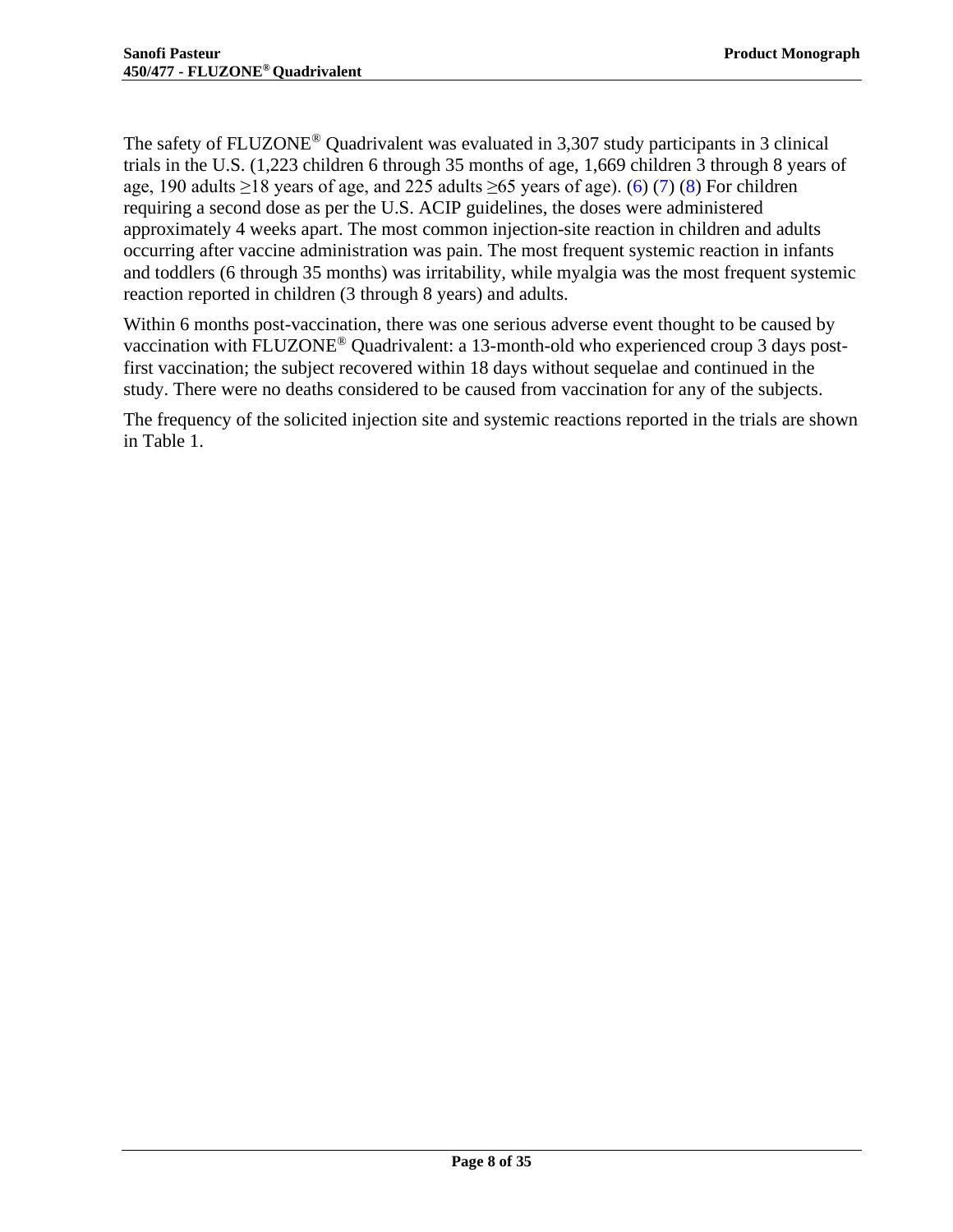The safety of FLUZONE® Quadrivalent was evaluated in 3,307 study participants in 3 clinical trials in the U.S. (1,223 children 6 through 35 months of age, 1,669 children 3 through 8 years of age, 190 adults ≥18 years of age, and 225 adults ≥65 years of age). (6) (7) (8) For children requiring a second dose as per the U.S. ACIP guidelines, the doses were administered approximately 4 weeks apart. The most common injection-site reaction in children and adults occurring after vaccine administration was pain. The most frequent systemic reaction in infants and toddlers (6 through 35 months) was irritability, while myalgia was the most frequent systemic reaction reported in children (3 through 8 years) and adults.

Within 6 months post-vaccination, there was one serious adverse event thought to be caused by vaccination with FLUZONE® Quadrivalent: a 13-month-old who experienced croup 3 days post-first vaccination; the subject recovered within 18 days without sequelae and continued in the study. There were no deaths considered to be caused from vaccination for any of the subjects.

The frequency of the solicited injection site and systemic reactions reported in the trials are shown in Table 1.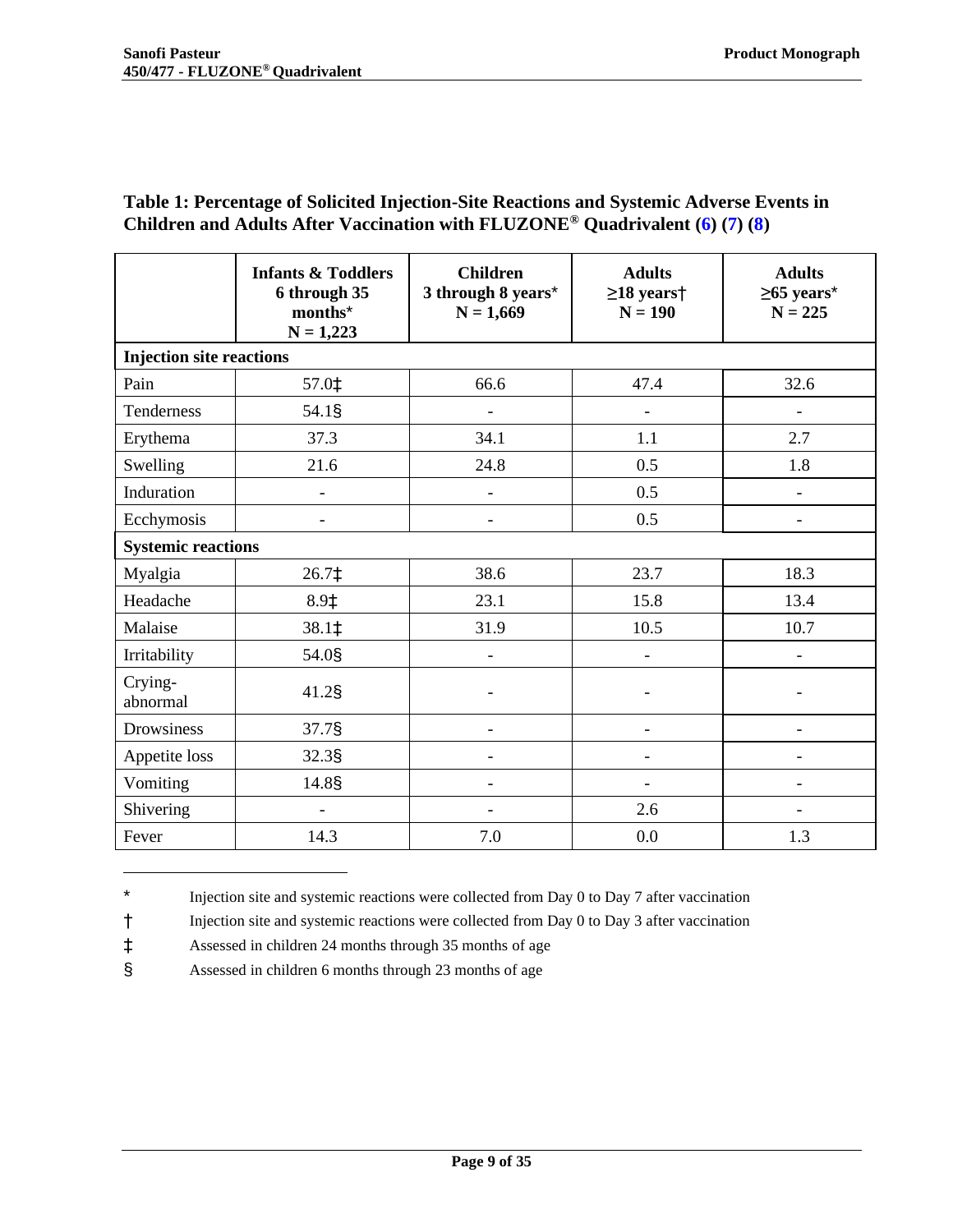**Table 1: Percentage of Solicited Injection-Site Reactions and Systemic Adverse Events in Children and Adults After Vaccination with FLUZONE® Quadrivalent (6) (7) (8)**

| | Infants & Toddlers 6 through 35 months* N = 1,223 | Children 3 through 8 years* N = 1,669 | Adults ≥18 years† N = 190 | Adults ≥65 years* N = 225 |
|---|---|---|---|---|
| **Injection site reactions** | | | | |
| Pain | 57.0‡ | 66.6 | 47.4 | 32.6 |
| Tenderness | 54.1§ | - | - | - |
| Erythema | 37.3 | 34.1 | 1.1 | 2.7 |
| Swelling | 21.6 | 24.8 | 0.5 | 1.8 |
| Induration | - | - | 0.5 | - |
| Ecchymosis | - | - | 0.5 | - |
| **Systemic reactions** | | | | |
| Myalgia | 26.7‡ | 38.6 | 23.7 | 18.3 |
| Headache | 8.9‡ | 23.1 | 15.8 | 13.4 |
| Malaise | 38.1‡ | 31.9 | 10.5 | 10.7 |
| Irritability | 54.0§ | - | - | - |
| Crying-abnormal | 41.2§ | - | - | - |
| Drowsiness | 37.7§ | - | - | - |
| Appetite loss | 32.3§ | - | - | - |
| Vomiting | 14.8§ | - | - | - |
| Shivering | - | - | 2.6 | - |
| Fever | 14.3 | 7.0 | 0.0 | 1.3 |

\* Injection site and systemic reactions were collected from Day 0 to Day 7 after vaccination

† Injection site and systemic reactions were collected from Day 0 to Day 3 after vaccination

‡ Assessed in children 24 months through 35 months of age

§ Assessed in children 6 months through 23 months of age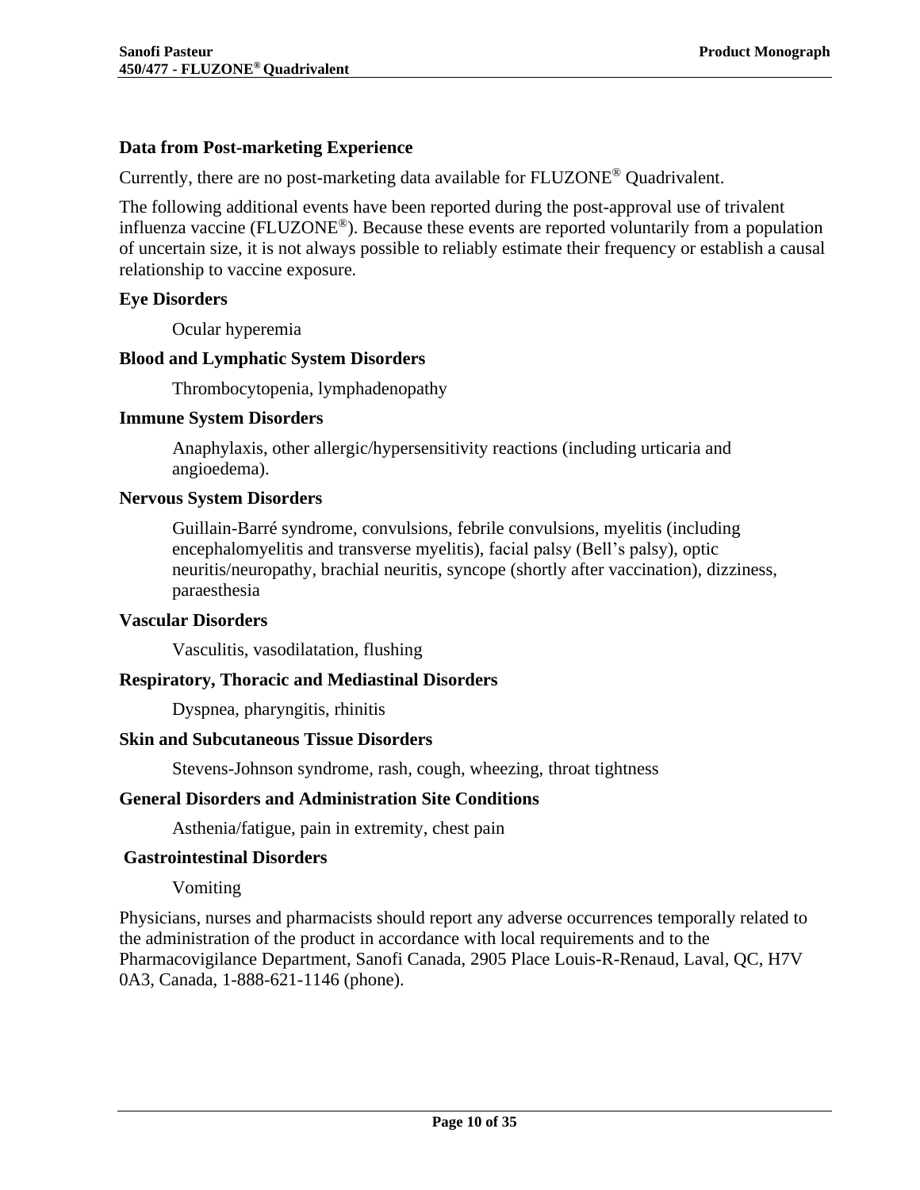**Data from Post-marketing Experience**

Currently, there are no post-marketing data available for FLUZONE® Quadrivalent.

The following additional events have been reported during the post-approval use of trivalent influenza vaccine (FLUZONE®). Because these events are reported voluntarily from a population of uncertain size, it is not always possible to reliably estimate their frequency or establish a causal relationship to vaccine exposure.

**Eye Disorders**

Ocular hyperemia

**Blood and Lymphatic System Disorders**

Thrombocytopenia, lymphadenopathy

**Immune System Disorders**

Anaphylaxis, other allergic/hypersensitivity reactions (including urticaria and angioedema).

**Nervous System Disorders**

Guillain-Barré syndrome, convulsions, febrile convulsions, myelitis (including encephalomyelitis and transverse myelitis), facial palsy (Bell's palsy), optic neuritis/neuropathy, brachial neuritis, syncope (shortly after vaccination), dizziness, paraesthesia

**Vascular Disorders**

Vasculitis, vasodilatation, flushing

**Respiratory, Thoracic and Mediastinal Disorders**

Dyspnea, pharyngitis, rhinitis

**Skin and Subcutaneous Tissue Disorders**

Stevens-Johnson syndrome, rash, cough, wheezing, throat tightness

**General Disorders and Administration Site Conditions**

Asthenia/fatigue, pain in extremity, chest pain

**Gastrointestinal Disorders**

Vomiting

Physicians, nurses and pharmacists should report any adverse occurrences temporally related to the administration of the product in accordance with local requirements and to the Pharmacovigilance Department, Sanofi Canada, 2905 Place Louis-R-Renaud, Laval, QC, H7V 0A3, Canada, 1-888-621-1146 (phone).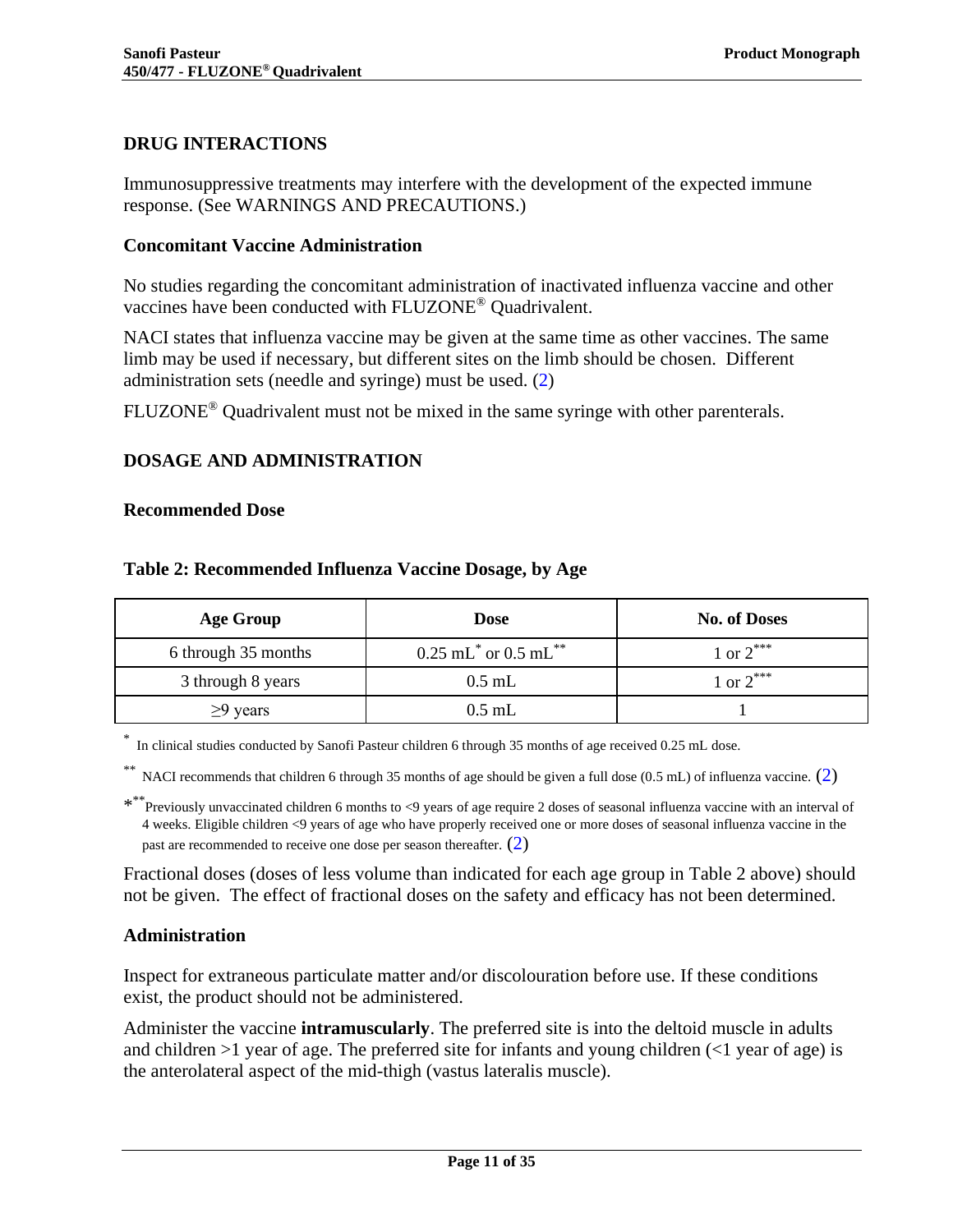## DRUG INTERACTIONS

Immunosuppressive treatments may interfere with the development of the expected immune response. (See WARNINGS AND PRECAUTIONS.)

### Concomitant Vaccine Administration

No studies regarding the concomitant administration of inactivated influenza vaccine and other vaccines have been conducted with FLUZONE® Quadrivalent.

NACI states that influenza vaccine may be given at the same time as other vaccines. The same limb may be used if necessary, but different sites on the limb should be chosen. Different administration sets (needle and syringe) must be used. (2)

FLUZONE® Quadrivalent must not be mixed in the same syringe with other parenterals.

## DOSAGE AND ADMINISTRATION

### Recommended Dose

**Table 2: Recommended Influenza Vaccine Dosage, by Age**

| Age Group | Dose | No. of Doses |
|---|---|---|
| 6 through 35 months | 0.25 mL* or 0.5 mL** | 1 or 2*** |
| 3 through 8 years | 0.5 mL | 1 or 2*** |
| ≥9 years | 0.5 mL | 1 |

* In clinical studies conducted by Sanofi Pasteur children 6 through 35 months of age received 0.25 mL dose.

** NACI recommends that children 6 through 35 months of age should be given a full dose (0.5 mL) of influenza vaccine. (2)

*** Previously unvaccinated children 6 months to <9 years of age require 2 doses of seasonal influenza vaccine with an interval of 4 weeks. Eligible children <9 years of age who have properly received one or more doses of seasonal influenza vaccine in the past are recommended to receive one dose per season thereafter. (2)

Fractional doses (doses of less volume than indicated for each age group in Table 2 above) should not be given. The effect of fractional doses on the safety and efficacy has not been determined.

### Administration

Inspect for extraneous particulate matter and/or discolouration before use. If these conditions exist, the product should not be administered.

Administer the vaccine **intramuscularly**. The preferred site is into the deltoid muscle in adults and children >1 year of age. The preferred site for infants and young children (<1 year of age) is the anterolateral aspect of the mid-thigh (vastus lateralis muscle).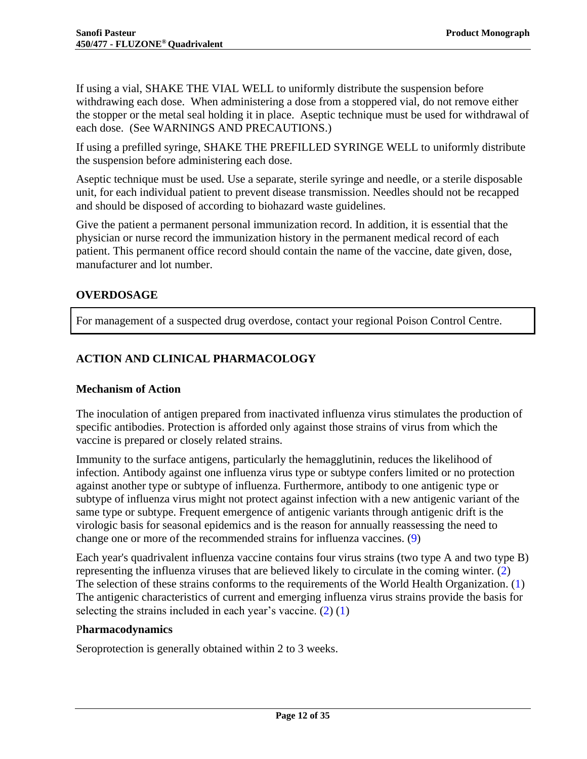If using a vial, SHAKE THE VIAL WELL to uniformly distribute the suspension before withdrawing each dose. When administering a dose from a stoppered vial, do not remove either the stopper or the metal seal holding it in place. Aseptic technique must be used for withdrawal of each dose. (See WARNINGS AND PRECAUTIONS.)

If using a prefilled syringe, SHAKE THE PREFILLED SYRINGE WELL to uniformly distribute the suspension before administering each dose.

Aseptic technique must be used. Use a separate, sterile syringe and needle, or a sterile disposable unit, for each individual patient to prevent disease transmission. Needles should not be recapped and should be disposed of according to biohazard waste guidelines.

Give the patient a permanent personal immunization record. In addition, it is essential that the physician or nurse record the immunization history in the permanent medical record of each patient. This permanent office record should contain the name of the vaccine, date given, dose, manufacturer and lot number.

## OVERDOSAGE

For management of a suspected drug overdose, contact your regional Poison Control Centre.

## ACTION AND CLINICAL PHARMACOLOGY

### Mechanism of Action

The inoculation of antigen prepared from inactivated influenza virus stimulates the production of specific antibodies. Protection is afforded only against those strains of virus from which the vaccine is prepared or closely related strains.

Immunity to the surface antigens, particularly the hemagglutinin, reduces the likelihood of infection. Antibody against one influenza virus type or subtype confers limited or no protection against another type or subtype of influenza. Furthermore, antibody to one antigenic type or subtype of influenza virus might not protect against infection with a new antigenic variant of the same type or subtype. Frequent emergence of antigenic variants through antigenic drift is the virologic basis for seasonal epidemics and is the reason for annually reassessing the need to change one or more of the recommended strains for influenza vaccines. (9)

Each year's quadrivalent influenza vaccine contains four virus strains (two type A and two type B) representing the influenza viruses that are believed likely to circulate in the coming winter. (2) The selection of these strains conforms to the requirements of the World Health Organization. (1) The antigenic characteristics of current and emerging influenza virus strains provide the basis for selecting the strains included in each year's vaccine. (2) (1)

### Pharmacodynamics

Seroprotection is generally obtained within 2 to 3 weeks.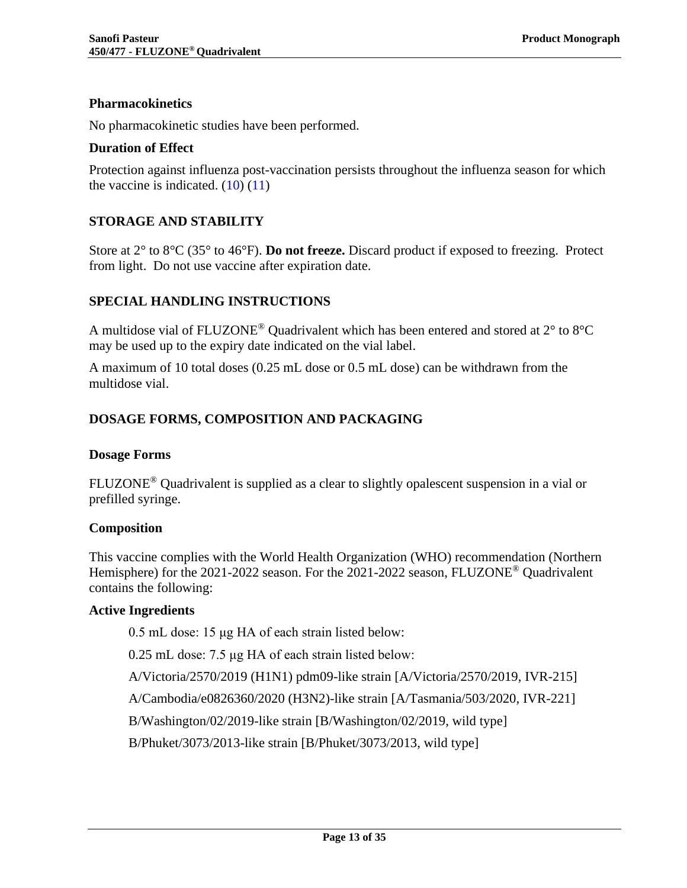### Pharmacokinetics

No pharmacokinetic studies have been performed.

### Duration of Effect

Protection against influenza post-vaccination persists throughout the influenza season for which the vaccine is indicated. (10) (11)

## STORAGE AND STABILITY

Store at 2° to 8°C (35° to 46°F). **Do not freeze.** Discard product if exposed to freezing. Protect from light. Do not use vaccine after expiration date.

## SPECIAL HANDLING INSTRUCTIONS

A multidose vial of FLUZONE® Quadrivalent which has been entered and stored at 2° to 8°C may be used up to the expiry date indicated on the vial label.

A maximum of 10 total doses (0.25 mL dose or 0.5 mL dose) can be withdrawn from the multidose vial.

## DOSAGE FORMS, COMPOSITION AND PACKAGING

### Dosage Forms

FLUZONE® Quadrivalent is supplied as a clear to slightly opalescent suspension in a vial or prefilled syringe.

### Composition

This vaccine complies with the World Health Organization (WHO) recommendation (Northern Hemisphere) for the 2021-2022 season. For the 2021-2022 season, FLUZONE® Quadrivalent contains the following:

### Active Ingredients

0.5 mL dose: 15 µg HA of each strain listed below:

0.25 mL dose: 7.5 µg HA of each strain listed below:

A/Victoria/2570/2019 (H1N1) pdm09-like strain [A/Victoria/2570/2019, IVR-215]

A/Cambodia/e0826360/2020 (H3N2)-like strain [A/Tasmania/503/2020, IVR-221]

B/Washington/02/2019-like strain [B/Washington/02/2019, wild type]

B/Phuket/3073/2013-like strain [B/Phuket/3073/2013, wild type]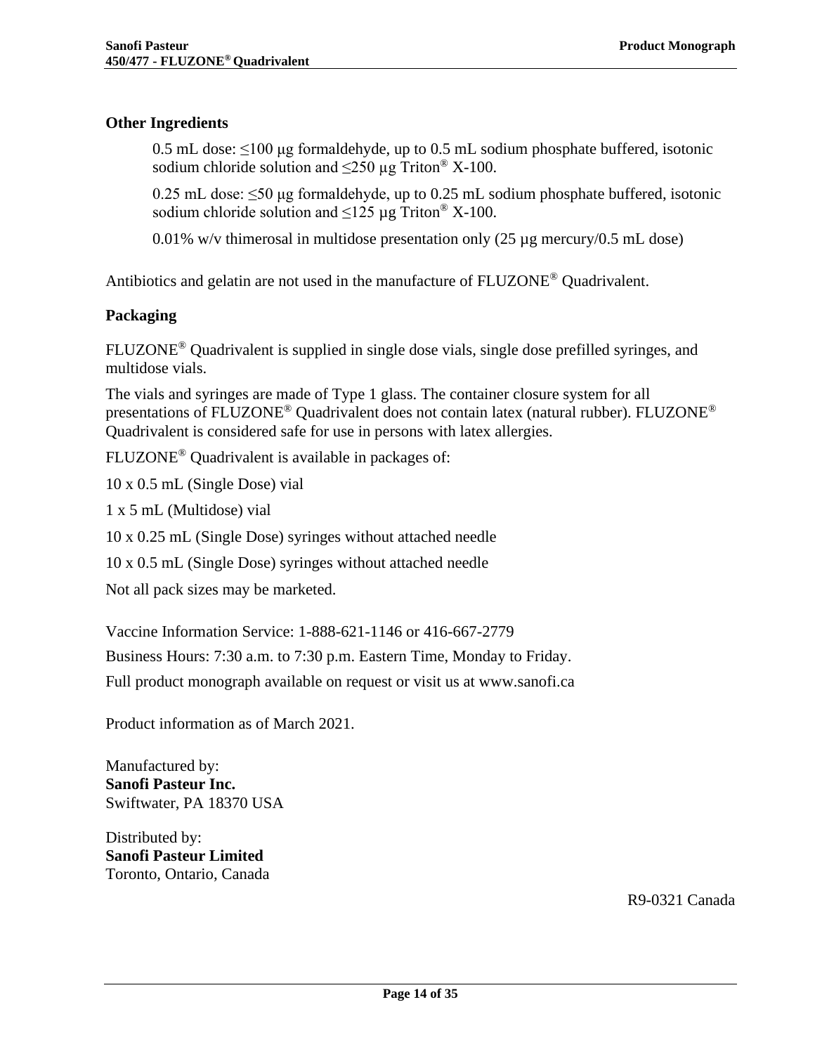### Other Ingredients

0.5 mL dose: ≤100 μg formaldehyde, up to 0.5 mL sodium phosphate buffered, isotonic sodium chloride solution and ≤250 μg Triton® X-100.

0.25 mL dose: ≤50 μg formaldehyde, up to 0.25 mL sodium phosphate buffered, isotonic sodium chloride solution and ≤125 µg Triton® X-100.

0.01% w/v thimerosal in multidose presentation only (25 µg mercury/0.5 mL dose)

Antibiotics and gelatin are not used in the manufacture of FLUZONE® Quadrivalent.

### Packaging

FLUZONE® Quadrivalent is supplied in single dose vials, single dose prefilled syringes, and multidose vials.

The vials and syringes are made of Type 1 glass. The container closure system for all presentations of FLUZONE® Quadrivalent does not contain latex (natural rubber). FLUZONE® Quadrivalent is considered safe for use in persons with latex allergies.

FLUZONE® Quadrivalent is available in packages of:

10 x 0.5 mL (Single Dose) vial

1 x 5 mL (Multidose) vial

10 x 0.25 mL (Single Dose) syringes without attached needle

10 x 0.5 mL (Single Dose) syringes without attached needle

Not all pack sizes may be marketed.

Vaccine Information Service: 1-888-621-1146 or 416-667-2779

Business Hours: 7:30 a.m. to 7:30 p.m. Eastern Time, Monday to Friday.

Full product monograph available on request or visit us at www.sanofi.ca

Product information as of March 2021.

Manufactured by:
**Sanofi Pasteur Inc.**
Swiftwater, PA 18370 USA

Distributed by:
**Sanofi Pasteur Limited**
Toronto, Ontario, Canada

R9-0321 Canada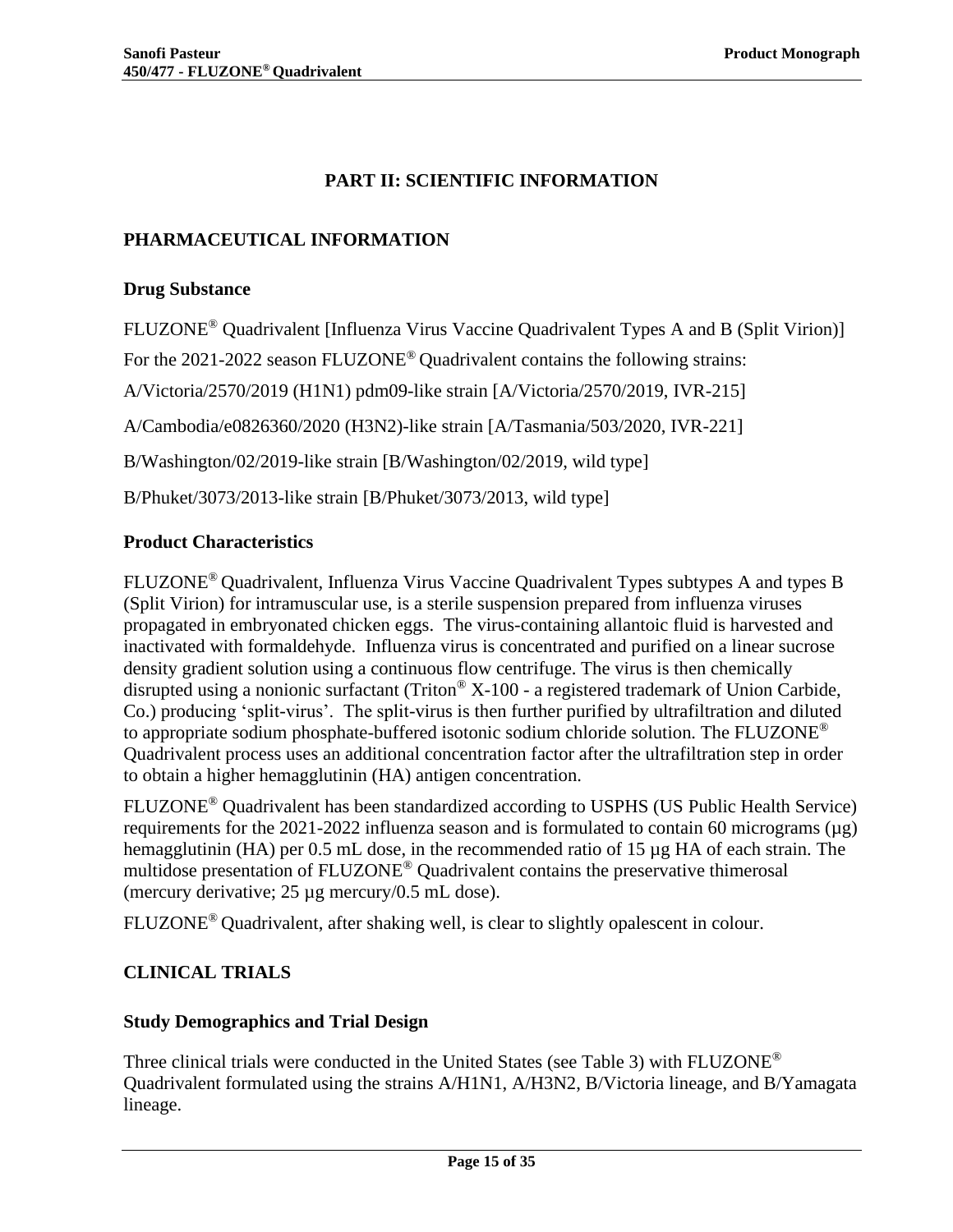# PART II: SCIENTIFIC INFORMATION

## PHARMACEUTICAL INFORMATION

### Drug Substance

FLUZONE® Quadrivalent [Influenza Virus Vaccine Quadrivalent Types A and B (Split Virion)]

For the 2021-2022 season FLUZONE® Quadrivalent contains the following strains:

A/Victoria/2570/2019 (H1N1) pdm09-like strain [A/Victoria/2570/2019, IVR-215]

A/Cambodia/e0826360/2020 (H3N2)-like strain [A/Tasmania/503/2020, IVR-221]

B/Washington/02/2019-like strain [B/Washington/02/2019, wild type]

B/Phuket/3073/2013-like strain [B/Phuket/3073/2013, wild type]

### Product Characteristics

FLUZONE® Quadrivalent, Influenza Virus Vaccine Quadrivalent Types subtypes A and types B (Split Virion) for intramuscular use, is a sterile suspension prepared from influenza viruses propagated in embryonated chicken eggs. The virus-containing allantoic fluid is harvested and inactivated with formaldehyde. Influenza virus is concentrated and purified on a linear sucrose density gradient solution using a continuous flow centrifuge. The virus is then chemically disrupted using a nonionic surfactant (Triton® X-100 - a registered trademark of Union Carbide, Co.) producing 'split-virus'. The split-virus is then further purified by ultrafiltration and diluted to appropriate sodium phosphate-buffered isotonic sodium chloride solution. The FLUZONE® Quadrivalent process uses an additional concentration factor after the ultrafiltration step in order to obtain a higher hemagglutinin (HA) antigen concentration.

FLUZONE® Quadrivalent has been standardized according to USPHS (US Public Health Service) requirements for the 2021-2022 influenza season and is formulated to contain 60 micrograms (µg) hemagglutinin (HA) per 0.5 mL dose, in the recommended ratio of 15 µg HA of each strain. The multidose presentation of FLUZONE® Quadrivalent contains the preservative thimerosal (mercury derivative; 25 µg mercury/0.5 mL dose).

FLUZONE® Quadrivalent, after shaking well, is clear to slightly opalescent in colour.

## CLINICAL TRIALS

### Study Demographics and Trial Design

Three clinical trials were conducted in the United States (see Table 3) with FLUZONE® Quadrivalent formulated using the strains A/H1N1, A/H3N2, B/Victoria lineage, and B/Yamagata lineage.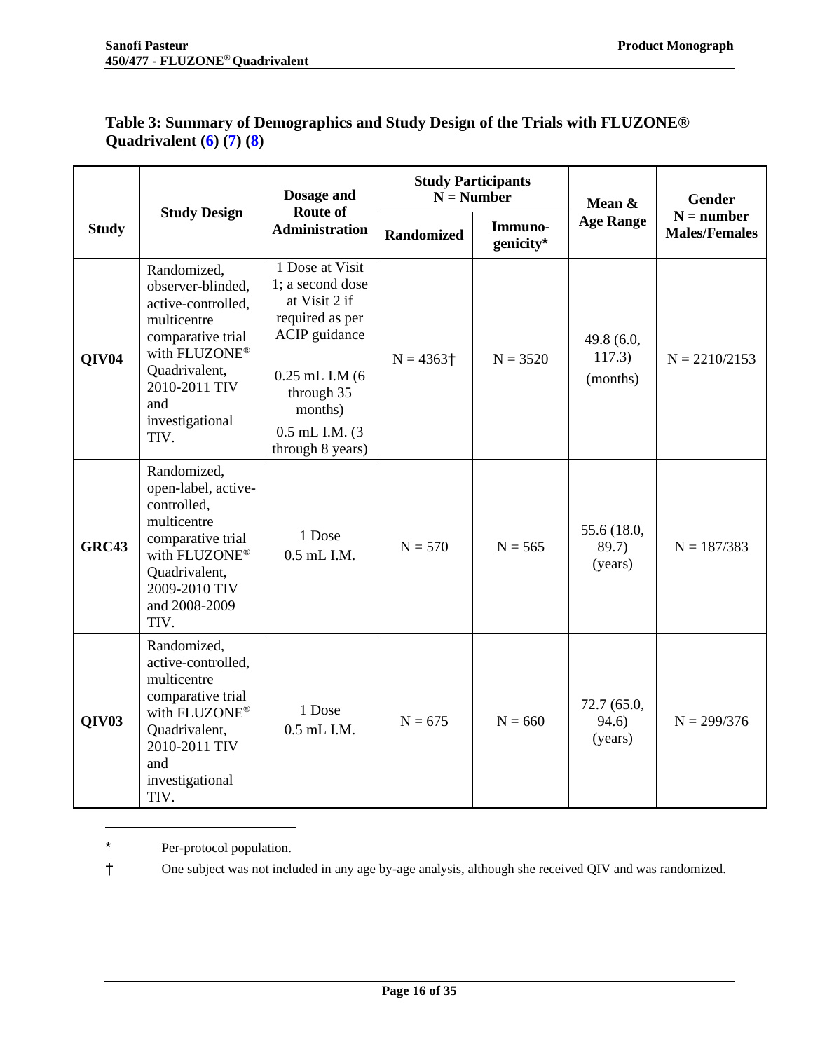### Table 3: Summary of Demographics and Study Design of the Trials with FLUZONE® Quadrivalent (6) (7) (8)

| Study | Study Design | Dosage and Route of Administration | Study Participants N = Number | | Mean & Age Range | Gender N = number Males/Females |
|---|---|---|---|---|---|---|
| | | | Randomized | Immuno-genicity* | | |
| QIV04 | Randomized, observer-blinded, active-controlled, multicentre comparative trial with FLUZONE® Quadrivalent, 2010-2011 TIV and investigational TIV. | 1 Dose at Visit 1; a second dose at Visit 2 if required as per ACIP guidance<br>0.25 mL I.M (6 through 35 months)<br>0.5 mL I.M. (3 through 8 years) | N = 4363† | N = 3520 | 49.8 (6.0, 117.3) (months) | N = 2210/2153 |
| GRC43 | Randomized, open-label, active-controlled, multicentre comparative trial with FLUZONE® Quadrivalent, 2009-2010 TIV and 2008-2009 TIV. | 1 Dose 0.5 mL I.M. | N = 570 | N = 565 | 55.6 (18.0, 89.7) (years) | N = 187/383 |
| QIV03 | Randomized, active-controlled, multicentre comparative trial with FLUZONE® Quadrivalent, 2010-2011 TIV and investigational TIV. | 1 Dose 0.5 mL I.M. | N = 675 | N = 660 | 72.7 (65.0, 94.6) (years) | N = 299/376 |

\* Per-protocol population.

† One subject was not included in any age by-age analysis, although she received QIV and was randomized.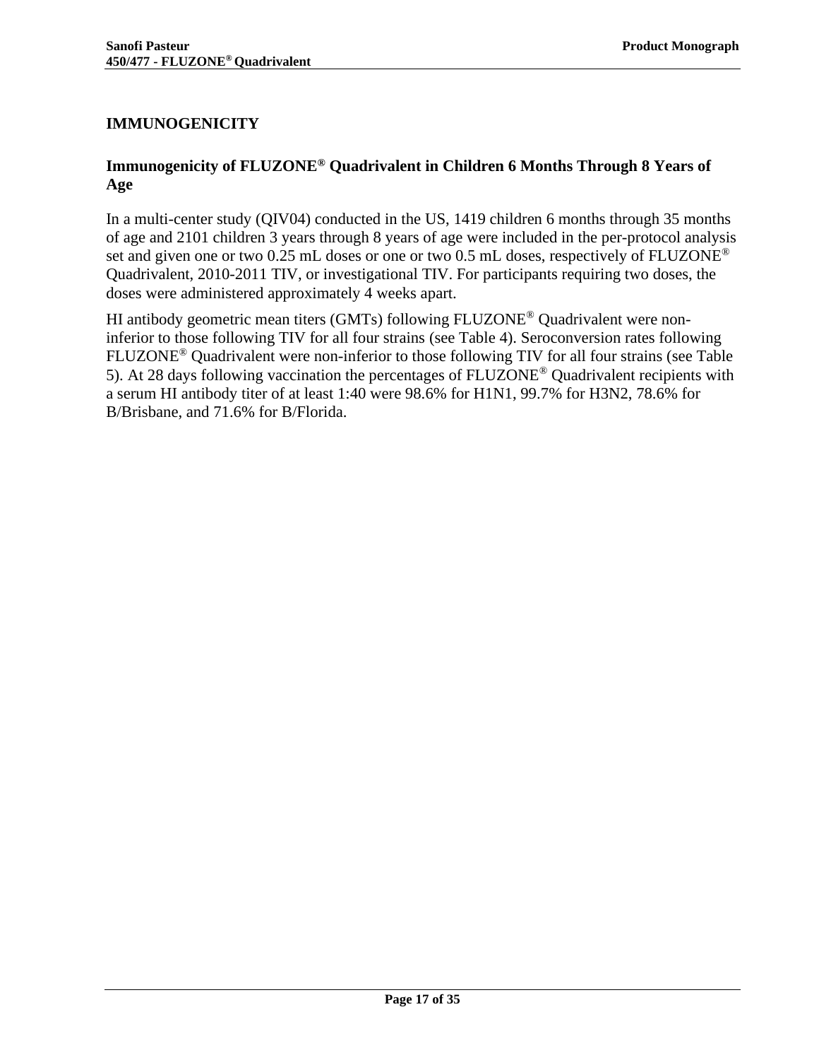## IMMUNOGENICITY

### Immunogenicity of FLUZONE® Quadrivalent in Children 6 Months Through 8 Years of Age

In a multi-center study (QIV04) conducted in the US, 1419 children 6 months through 35 months of age and 2101 children 3 years through 8 years of age were included in the per-protocol analysis set and given one or two 0.25 mL doses or one or two 0.5 mL doses, respectively of FLUZONE® Quadrivalent, 2010-2011 TIV, or investigational TIV. For participants requiring two doses, the doses were administered approximately 4 weeks apart.

HI antibody geometric mean titers (GMTs) following FLUZONE® Quadrivalent were non-inferior to those following TIV for all four strains (see Table 4). Seroconversion rates following FLUZONE® Quadrivalent were non-inferior to those following TIV for all four strains (see Table 5). At 28 days following vaccination the percentages of FLUZONE® Quadrivalent recipients with a serum HI antibody titer of at least 1:40 were 98.6% for H1N1, 99.7% for H3N2, 78.6% for B/Brisbane, and 71.6% for B/Florida.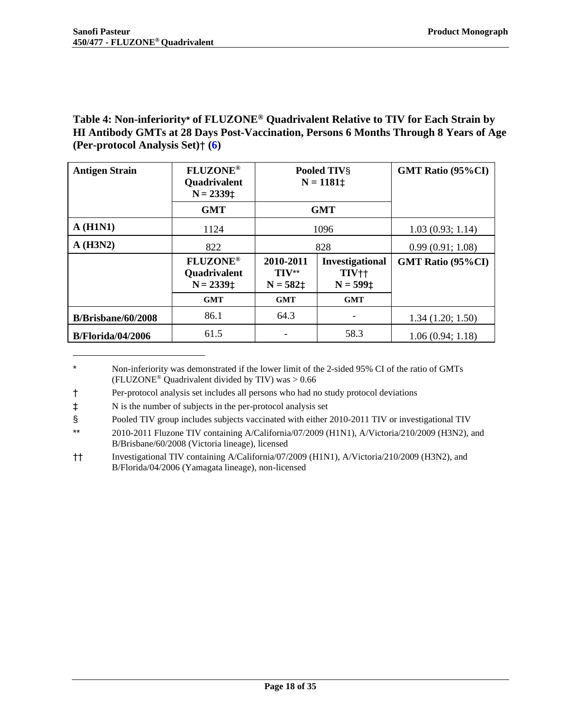**Table 4: Non-inferiority* of FLUZONE® Quadrivalent Relative to TIV for Each Strain by HI Antibody GMTs at 28 Days Post-Vaccination, Persons 6 Months Through 8 Years of Age (Per-protocol Analysis Set)† (6)**

| Antigen Strain | FLUZONE® Quadrivalent N = 2339‡ | Pooled TIV§ N = 1181‡ | | GMT Ratio (95%CI) |
|---|---|---|---|---|
| | GMT | GMT | | |
| **A (H1N1)** | 1124 | 1096 | | 1.03 (0.93; 1.14) |
| **A (H3N2)** | 822 | 828 | | 0.99 (0.91; 1.08) |
| | **FLUZONE® Quadrivalent N = 2339‡** | **2010-2011 TIV** N = 582‡** | **Investigational TIV†† N = 599‡** | **GMT Ratio (95%CI)** |
| | **GMT** | **GMT** | **GMT** | |
| **B/Brisbane/60/2008** | 86.1 | 64.3 | - | 1.34 (1.20; 1.50) |
| **B/Florida/04/2006** | 61.5 | - | 58.3 | 1.06 (0.94; 1.18) |

\* Non-inferiority was demonstrated if the lower limit of the 2-sided 95% CI of the ratio of GMTs (FLUZONE® Quadrivalent divided by TIV) was > 0.66

† Per-protocol analysis set includes all persons who had no study protocol deviations

‡ N is the number of subjects in the per-protocol analysis set

§ Pooled TIV group includes subjects vaccinated with either 2010-2011 TIV or investigational TIV

** 2010-2011 Fluzone TIV containing A/California/07/2009 (H1N1), A/Victoria/210/2009 (H3N2), and B/Brisbane/60/2008 (Victoria lineage), licensed

†† Investigational TIV containing A/California/07/2009 (H1N1), A/Victoria/210/2009 (H3N2), and B/Florida/04/2006 (Yamagata lineage), non-licensed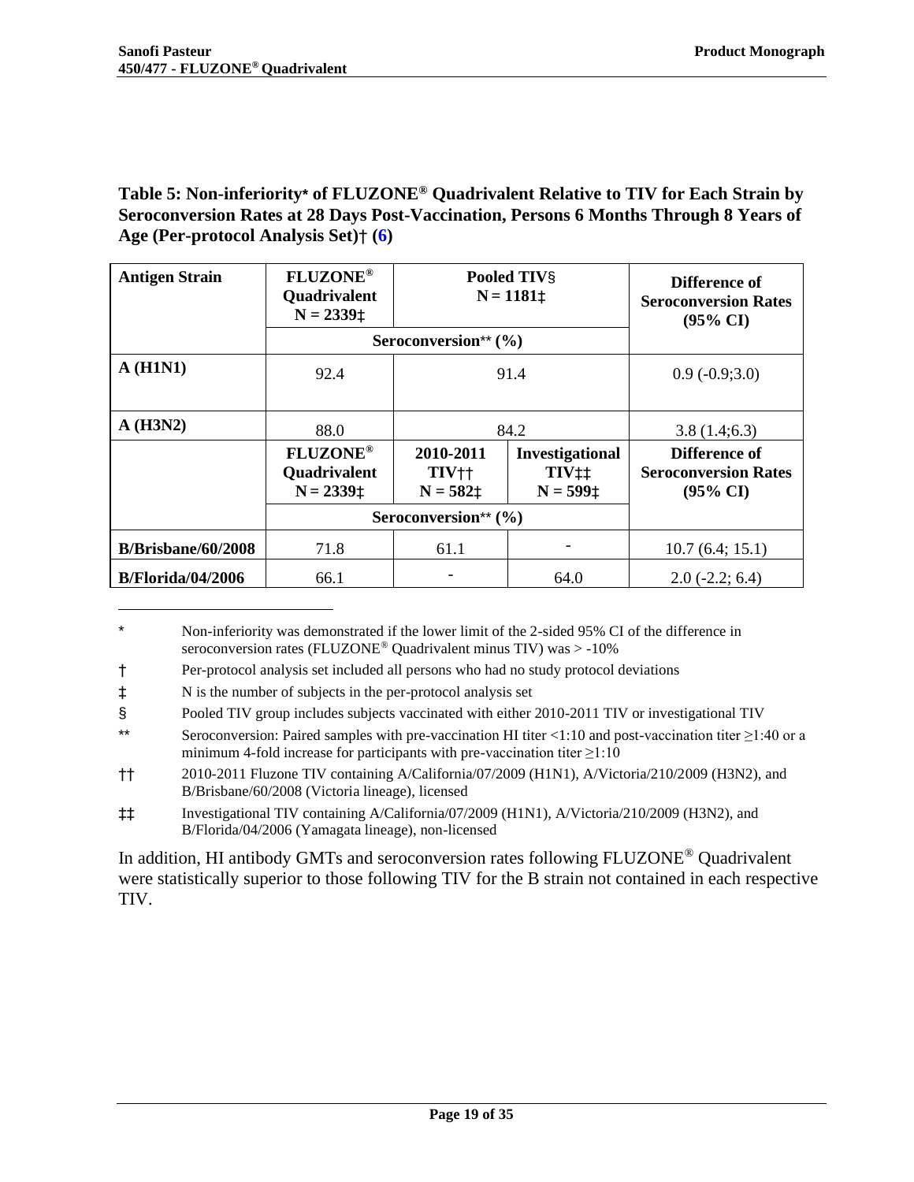**Table 5: Non-inferiority* of FLUZONE® Quadrivalent Relative to TIV for Each Strain by Seroconversion Rates at 28 Days Post-Vaccination, Persons 6 Months Through 8 Years of Age (Per-protocol Analysis Set)† (6)**

| Antigen Strain | FLUZONE® Quadrivalent N = 2339‡ | Pooled TIV§ N = 1181‡ | | Difference of Seroconversion Rates (95% CI) |
|---|---|---|---|---|
| | Seroconversion** (%) | | | |
| A (H1N1) | 92.4 | 91.4 | | 0.9 (-0.9;3.0) |
| A (H3N2) | 88.0 | 84.2 | | 3.8 (1.4;6.3) |
| | **FLUZONE® Quadrivalent N = 2339‡** | **2010-2011 TIV†† N = 582‡** | **Investigational TIV‡‡ N = 599‡** | **Difference of Seroconversion Rates (95% CI)** |
| | **Seroconversion** (%)** | | | |
| B/Brisbane/60/2008 | 71.8 | 61.1 | - | 10.7 (6.4; 15.1) |
| B/Florida/04/2006 | 66.1 | - | 64.0 | 2.0 (-2.2; 6.4) |

\* Non-inferiority was demonstrated if the lower limit of the 2-sided 95% CI of the difference in seroconversion rates (FLUZONE® Quadrivalent minus TIV) was > -10%

† Per-protocol analysis set included all persons who had no study protocol deviations

‡ N is the number of subjects in the per-protocol analysis set

§ Pooled TIV group includes subjects vaccinated with either 2010-2011 TIV or investigational TIV

** Seroconversion: Paired samples with pre-vaccination HI titer <1:10 and post-vaccination titer ≥1:40 or a minimum 4-fold increase for participants with pre-vaccination titer ≥1:10

†† 2010-2011 Fluzone TIV containing A/California/07/2009 (H1N1), A/Victoria/210/2009 (H3N2), and B/Brisbane/60/2008 (Victoria lineage), licensed

‡‡ Investigational TIV containing A/California/07/2009 (H1N1), A/Victoria/210/2009 (H3N2), and B/Florida/04/2006 (Yamagata lineage), non-licensed

In addition, HI antibody GMTs and seroconversion rates following FLUZONE® Quadrivalent were statistically superior to those following TIV for the B strain not contained in each respective TIV.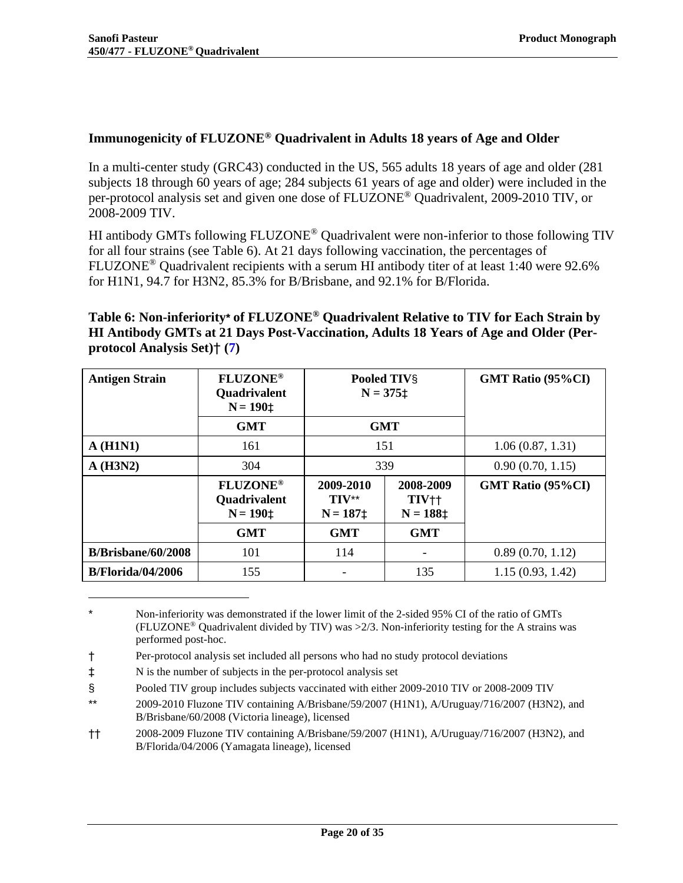### Immunogenicity of FLUZONE® Quadrivalent in Adults 18 years of Age and Older

In a multi-center study (GRC43) conducted in the US, 565 adults 18 years of age and older (281 subjects 18 through 60 years of age; 284 subjects 61 years of age and older) were included in the per-protocol analysis set and given one dose of FLUZONE® Quadrivalent, 2009-2010 TIV, or 2008-2009 TIV.

HI antibody GMTs following FLUZONE® Quadrivalent were non-inferior to those following TIV for all four strains (see Table 6). At 21 days following vaccination, the percentages of FLUZONE® Quadrivalent recipients with a serum HI antibody titer of at least 1:40 were 92.6% for H1N1, 94.7 for H3N2, 85.3% for B/Brisbane, and 92.1% for B/Florida.

**Table 6: Non-inferiority* of FLUZONE® Quadrivalent Relative to TIV for Each Strain by HI Antibody GMTs at 21 Days Post-Vaccination, Adults 18 Years of Age and Older (Per-protocol Analysis Set)† (7)**

| Antigen Strain | FLUZONE® Quadrivalent N = 190‡ | Pooled TIV§ N = 375‡ | | GMT Ratio (95%CI) |
|---|---|---|---|---|
| | GMT | GMT | | |
| **A (H1N1)** | 161 | 151 | | 1.06 (0.87, 1.31) |
| **A (H3N2)** | 304 | 339 | | 0.90 (0.70, 1.15) |
| | **FLUZONE® Quadrivalent N = 190‡** | **2009-2010 TIV** N = 187‡** | **2008-2009 TIV†† N = 188‡** | **GMT Ratio (95%CI)** |
| | **GMT** | **GMT** | **GMT** | |
| **B/Brisbane/60/2008** | 101 | 114 | - | 0.89 (0.70, 1.12) |
| **B/Florida/04/2006** | 155 | - | 135 | 1.15 (0.93, 1.42) |

\* Non-inferiority was demonstrated if the lower limit of the 2-sided 95% CI of the ratio of GMTs (FLUZONE® Quadrivalent divided by TIV) was >2/3. Non-inferiority testing for the A strains was performed post-hoc.

† Per-protocol analysis set included all persons who had no study protocol deviations

‡ N is the number of subjects in the per-protocol analysis set

§ Pooled TIV group includes subjects vaccinated with either 2009-2010 TIV or 2008-2009 TIV

** 2009-2010 Fluzone TIV containing A/Brisbane/59/2007 (H1N1), A/Uruguay/716/2007 (H3N2), and B/Brisbane/60/2008 (Victoria lineage), licensed

†† 2008-2009 Fluzone TIV containing A/Brisbane/59/2007 (H1N1), A/Uruguay/716/2007 (H3N2), and B/Florida/04/2006 (Yamagata lineage), licensed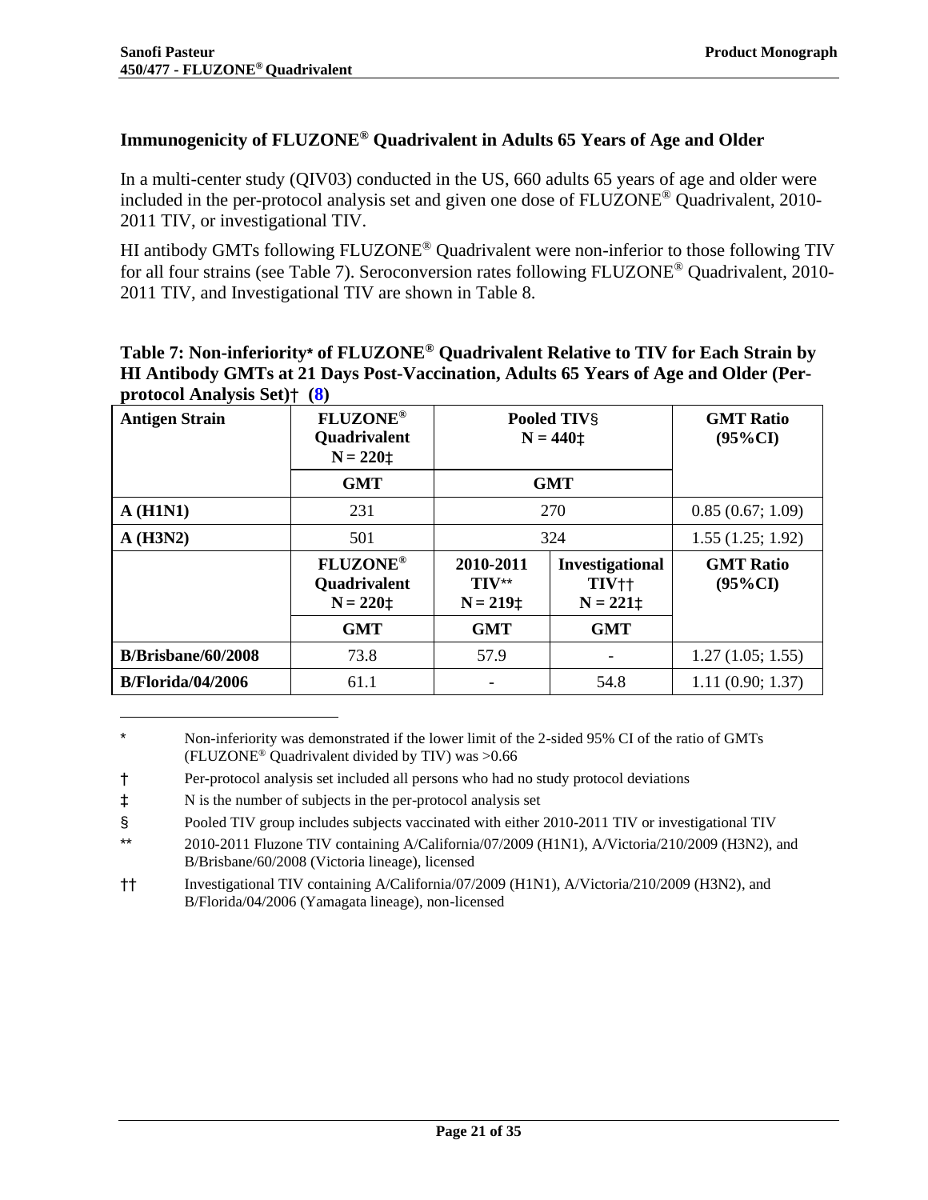### Immunogenicity of FLUZONE® Quadrivalent in Adults 65 Years of Age and Older

In a multi-center study (QIV03) conducted in the US, 660 adults 65 years of age and older were included in the per-protocol analysis set and given one dose of FLUZONE® Quadrivalent, 2010-2011 TIV, or investigational TIV.

HI antibody GMTs following FLUZONE® Quadrivalent were non-inferior to those following TIV for all four strains (see Table 7). Seroconversion rates following FLUZONE® Quadrivalent, 2010-2011 TIV, and Investigational TIV are shown in Table 8.

**Table 7: Non-inferiority* of FLUZONE® Quadrivalent Relative to TIV for Each Strain by HI Antibody GMTs at 21 Days Post-Vaccination, Adults 65 Years of Age and Older (Per-protocol Analysis Set)† (8)**

| Antigen Strain | FLUZONE® Quadrivalent N = 220‡ | Pooled TIV§ N = 440‡ | | GMT Ratio (95%CI) |
|---|---|---|---|---|
| | GMT | GMT | | |
| A (H1N1) | 231 | 270 | | 0.85 (0.67; 1.09) |
| A (H3N2) | 501 | 324 | | 1.55 (1.25; 1.92) |
| | FLUZONE® Quadrivalent N = 220‡ | 2010-2011 TIV** N = 219‡ | Investigational TIV†† N = 221‡ | GMT Ratio (95%CI) |
| | GMT | GMT | GMT | |
| B/Brisbane/60/2008 | 73.8 | 57.9 | - | 1.27 (1.05; 1.55) |
| B/Florida/04/2006 | 61.1 | - | 54.8 | 1.11 (0.90; 1.37) |

\* Non-inferiority was demonstrated if the lower limit of the 2-sided 95% CI of the ratio of GMTs (FLUZONE® Quadrivalent divided by TIV) was >0.66

† Per-protocol analysis set included all persons who had no study protocol deviations

‡ N is the number of subjects in the per-protocol analysis set

§ Pooled TIV group includes subjects vaccinated with either 2010-2011 TIV or investigational TIV

** 2010-2011 Fluzone TIV containing A/California/07/2009 (H1N1), A/Victoria/210/2009 (H3N2), and B/Brisbane/60/2008 (Victoria lineage), licensed

†† Investigational TIV containing A/California/07/2009 (H1N1), A/Victoria/210/2009 (H3N2), and B/Florida/04/2006 (Yamagata lineage), non-licensed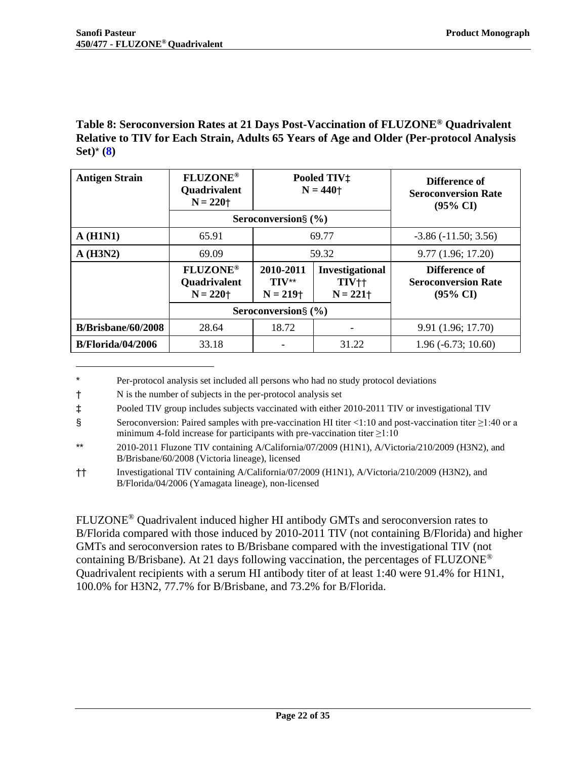**Table 8: Seroconversion Rates at 21 Days Post-Vaccination of FLUZONE® Quadrivalent Relative to TIV for Each Strain, Adults 65 Years of Age and Older (Per-protocol Analysis Set)* (8)**

| Antigen Strain | FLUZONE® Quadrivalent N = 220† | Pooled TIV‡ N = 440† | | Difference of Seroconversion Rate (95% CI) |
|---|---|---|---|---|
| | Seroconversion§ (%) | | | |
| **A (H1N1)** | 65.91 | 69.77 | | -3.86 (-11.50; 3.56) |
| **A (H3N2)** | 69.09 | 59.32 | | 9.77 (1.96; 17.20) |
| | **FLUZONE® Quadrivalent N = 220†** | **2010-2011 TIV** N = 219†** | **Investigational TIV†† N = 221†** | **Difference of Seroconversion Rate (95% CI)** |
| | **Seroconversion§ (%)** | | | |
| **B/Brisbane/60/2008** | 28.64 | 18.72 | - | 9.91 (1.96; 17.70) |
| **B/Florida/04/2006** | 33.18 | - | 31.22 | 1.96 (-6.73; 10.60) |

\* Per-protocol analysis set included all persons who had no study protocol deviations

† N is the number of subjects in the per-protocol analysis set

‡ Pooled TIV group includes subjects vaccinated with either 2010-2011 TIV or investigational TIV

§ Seroconversion: Paired samples with pre-vaccination HI titer <1:10 and post-vaccination titer ≥1:40 or a minimum 4-fold increase for participants with pre-vaccination titer ≥1:10

** 2010-2011 Fluzone TIV containing A/California/07/2009 (H1N1), A/Victoria/210/2009 (H3N2), and B/Brisbane/60/2008 (Victoria lineage), licensed

†† Investigational TIV containing A/California/07/2009 (H1N1), A/Victoria/210/2009 (H3N2), and B/Florida/04/2006 (Yamagata lineage), non-licensed

FLUZONE® Quadrivalent induced higher HI antibody GMTs and seroconversion rates to B/Florida compared with those induced by 2010-2011 TIV (not containing B/Florida) and higher GMTs and seroconversion rates to B/Brisbane compared with the investigational TIV (not containing B/Brisbane). At 21 days following vaccination, the percentages of FLUZONE® Quadrivalent recipients with a serum HI antibody titer of at least 1:40 were 91.4% for H1N1, 100.0% for H3N2, 77.7% for B/Brisbane, and 73.2% for B/Florida.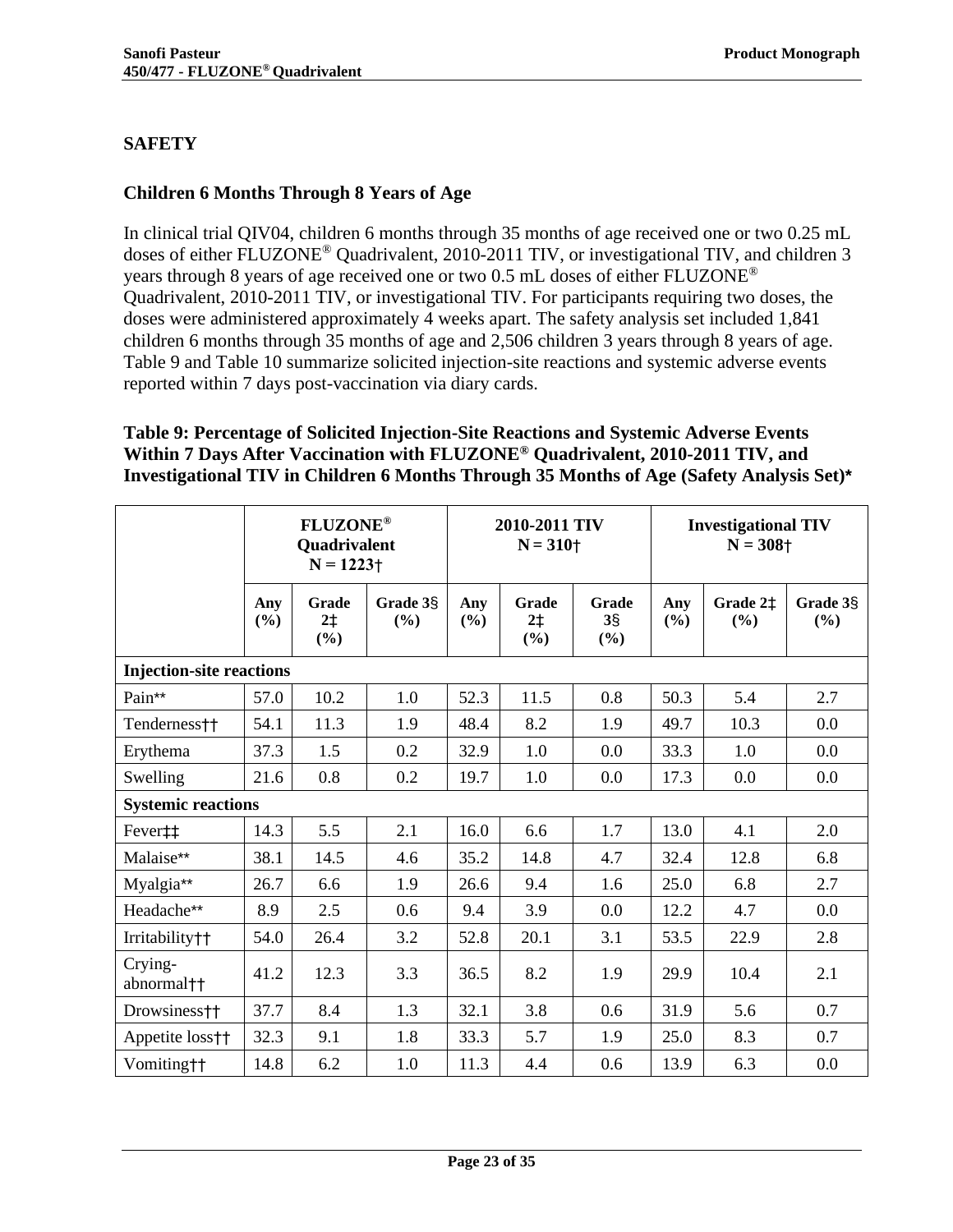## SAFETY

### Children 6 Months Through 8 Years of Age

In clinical trial QIV04, children 6 months through 35 months of age received one or two 0.25 mL doses of either FLUZONE® Quadrivalent, 2010-2011 TIV, or investigational TIV, and children 3 years through 8 years of age received one or two 0.5 mL doses of either FLUZONE® Quadrivalent, 2010-2011 TIV, or investigational TIV. For participants requiring two doses, the doses were administered approximately 4 weeks apart. The safety analysis set included 1,841 children 6 months through 35 months of age and 2,506 children 3 years through 8 years of age. Table 9 and Table 10 summarize solicited injection-site reactions and systemic adverse events reported within 7 days post-vaccination via diary cards.

**Table 9: Percentage of Solicited Injection-Site Reactions and Systemic Adverse Events Within 7 Days After Vaccination with FLUZONE® Quadrivalent, 2010-2011 TIV, and Investigational TIV in Children 6 Months Through 35 Months of Age (Safety Analysis Set)***

| | FLUZONE® Quadrivalent N = 1223† | | | 2010-2011 TIV N = 310† | | | Investigational TIV N = 308† | | |
|---|---|---|---|---|---|---|---|---|---|
| | Any (%) | Grade 2‡ (%) | Grade 3§ (%) | Any (%) | Grade 2‡ (%) | Grade 3§ (%) | Any (%) | Grade 2‡ (%) | Grade 3§ (%) |
| **Injection-site reactions** | | | | | | | | | |
| Pain** | 57.0 | 10.2 | 1.0 | 52.3 | 11.5 | 0.8 | 50.3 | 5.4 | 2.7 |
| Tenderness†† | 54.1 | 11.3 | 1.9 | 48.4 | 8.2 | 1.9 | 49.7 | 10.3 | 0.0 |
| Erythema | 37.3 | 1.5 | 0.2 | 32.9 | 1.0 | 0.0 | 33.3 | 1.0 | 0.0 |
| Swelling | 21.6 | 0.8 | 0.2 | 19.7 | 1.0 | 0.0 | 17.3 | 0.0 | 0.0 |
| **Systemic reactions** | | | | | | | | | |
| Fever‡‡ | 14.3 | 5.5 | 2.1 | 16.0 | 6.6 | 1.7 | 13.0 | 4.1 | 2.0 |
| Malaise** | 38.1 | 14.5 | 4.6 | 35.2 | 14.8 | 4.7 | 32.4 | 12.8 | 6.8 |
| Myalgia** | 26.7 | 6.6 | 1.9 | 26.6 | 9.4 | 1.6 | 25.0 | 6.8 | 2.7 |
| Headache** | 8.9 | 2.5 | 0.6 | 9.4 | 3.9 | 0.0 | 12.2 | 4.7 | 0.0 |
| Irritability†† | 54.0 | 26.4 | 3.2 | 52.8 | 20.1 | 3.1 | 53.5 | 22.9 | 2.8 |
| Crying-abnormal†† | 41.2 | 12.3 | 3.3 | 36.5 | 8.2 | 1.9 | 29.9 | 10.4 | 2.1 |
| Drowsiness†† | 37.7 | 8.4 | 1.3 | 32.1 | 3.8 | 0.6 | 31.9 | 5.6 | 0.7 |
| Appetite loss†† | 32.3 | 9.1 | 1.8 | 33.3 | 5.7 | 1.9 | 25.0 | 8.3 | 0.7 |
| Vomiting†† | 14.8 | 6.2 | 1.0 | 11.3 | 4.4 | 0.6 | 13.9 | 6.3 | 0.0 |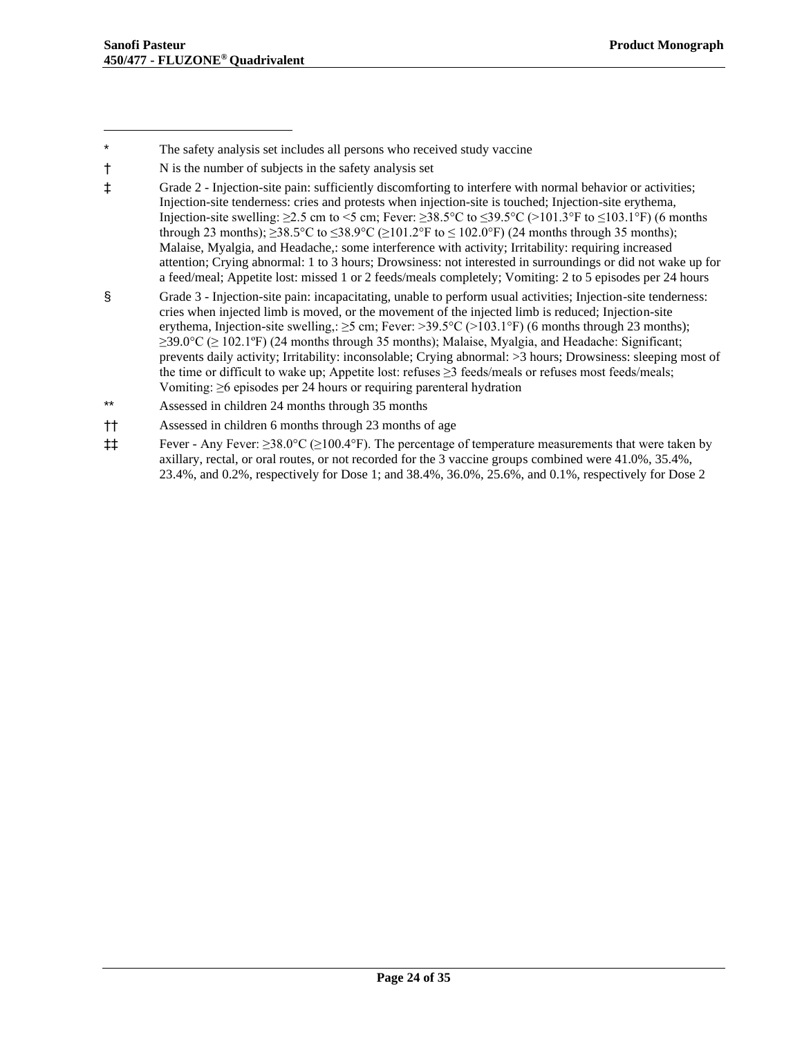---

\* The safety analysis set includes all persons who received study vaccine

† N is the number of subjects in the safety analysis set

‡ Grade 2 - Injection-site pain: sufficiently discomforting to interfere with normal behavior or activities; Injection-site tenderness: cries and protests when injection-site is touched; Injection-site erythema, Injection-site swelling: ≥2.5 cm to <5 cm; Fever: ≥38.5°C to ≤39.5°C (>101.3°F to ≤103.1°F) (6 months through 23 months); ≥38.5°C to ≤38.9°C (≥101.2°F to ≤ 102.0°F) (24 months through 35 months); Malaise, Myalgia, and Headache,: some interference with activity; Irritability: requiring increased attention; Crying abnormal: 1 to 3 hours; Drowsiness: not interested in surroundings or did not wake up for a feed/meal; Appetite lost: missed 1 or 2 feeds/meals completely; Vomiting: 2 to 5 episodes per 24 hours

§ Grade 3 - Injection-site pain: incapacitating, unable to perform usual activities; Injection-site tenderness: cries when injected limb is moved, or the movement of the injected limb is reduced; Injection-site erythema, Injection-site swelling,: ≥5 cm; Fever: >39.5°C (>103.1°F) (6 months through 23 months); ≥39.0°C (≥ 102.1ºF) (24 months through 35 months); Malaise, Myalgia, and Headache: Significant; prevents daily activity; Irritability: inconsolable; Crying abnormal: >3 hours; Drowsiness: sleeping most of the time or difficult to wake up; Appetite lost: refuses ≥3 feeds/meals or refuses most feeds/meals; Vomiting: ≥6 episodes per 24 hours or requiring parenteral hydration

\*\* Assessed in children 24 months through 35 months

†† Assessed in children 6 months through 23 months of age

‡‡ Fever - Any Fever: ≥38.0°C (≥100.4°F). The percentage of temperature measurements that were taken by axillary, rectal, or oral routes, or not recorded for the 3 vaccine groups combined were 41.0%, 35.4%, 23.4%, and 0.2%, respectively for Dose 1; and 38.4%, 36.0%, 25.6%, and 0.1%, respectively for Dose 2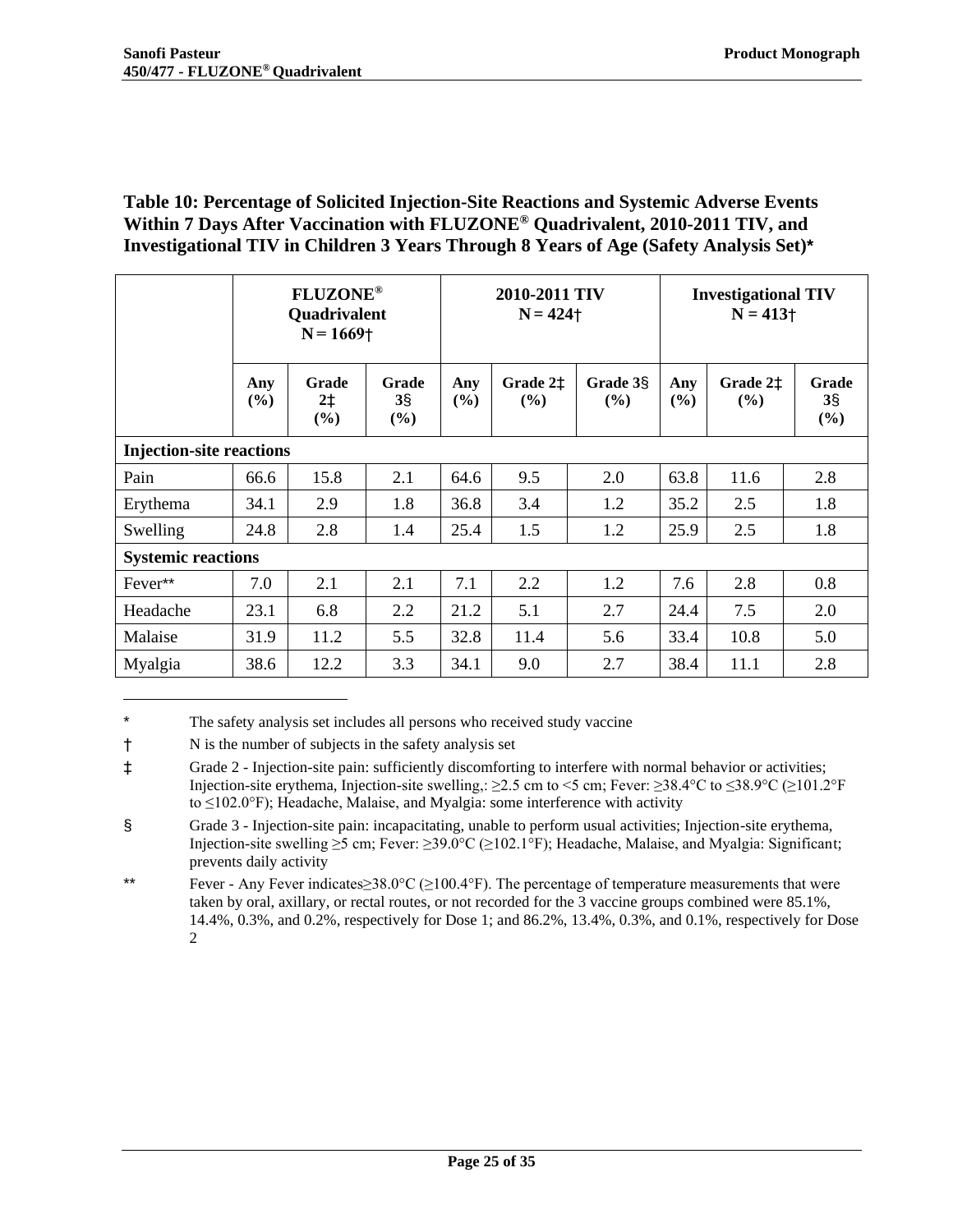**Table 10: Percentage of Solicited Injection-Site Reactions and Systemic Adverse Events Within 7 Days After Vaccination with FLUZONE® Quadrivalent, 2010-2011 TIV, and Investigational TIV in Children 3 Years Through 8 Years of Age (Safety Analysis Set)***

| | FLUZONE® Quadrivalent N = 1669† | | | 2010-2011 TIV N = 424† | | | Investigational TIV N = 413† | | |
|---|---|---|---|---|---|---|---|---|---|
| | Any (%) | Grade 2‡ (%) | Grade 3§ (%) | Any (%) | Grade 2‡ (%) | Grade 3§ (%) | Any (%) | Grade 2‡ (%) | Grade 3§ (%) |
| **Injection-site reactions** | | | | | | | | | |
| Pain | 66.6 | 15.8 | 2.1 | 64.6 | 9.5 | 2.0 | 63.8 | 11.6 | 2.8 |
| Erythema | 34.1 | 2.9 | 1.8 | 36.8 | 3.4 | 1.2 | 35.2 | 2.5 | 1.8 |
| Swelling | 24.8 | 2.8 | 1.4 | 25.4 | 1.5 | 1.2 | 25.9 | 2.5 | 1.8 |
| **Systemic reactions** | | | | | | | | | |
| Fever** | 7.0 | 2.1 | 2.1 | 7.1 | 2.2 | 1.2 | 7.6 | 2.8 | 0.8 |
| Headache | 23.1 | 6.8 | 2.2 | 21.2 | 5.1 | 2.7 | 24.4 | 7.5 | 2.0 |
| Malaise | 31.9 | 11.2 | 5.5 | 32.8 | 11.4 | 5.6 | 33.4 | 10.8 | 5.0 |
| Myalgia | 38.6 | 12.2 | 3.3 | 34.1 | 9.0 | 2.7 | 38.4 | 11.1 | 2.8 |

\* The safety analysis set includes all persons who received study vaccine

† N is the number of subjects in the safety analysis set

‡ Grade 2 - Injection-site pain: sufficiently discomforting to interfere with normal behavior or activities; Injection-site erythema, Injection-site swelling,: ≥2.5 cm to <5 cm; Fever: ≥38.4°C to ≤38.9°C (≥101.2°F to ≤102.0°F); Headache, Malaise, and Myalgia: some interference with activity

§ Grade 3 - Injection-site pain: incapacitating, unable to perform usual activities; Injection-site erythema, Injection-site swelling ≥5 cm; Fever: ≥39.0°C (≥102.1°F); Headache, Malaise, and Myalgia: Significant; prevents daily activity

** Fever - Any Fever indicates≥38.0°C (≥100.4°F). The percentage of temperature measurements that were taken by oral, axillary, or rectal routes, or not recorded for the 3 vaccine groups combined were 85.1%, 14.4%, 0.3%, and 0.2%, respectively for Dose 1; and 86.2%, 13.4%, 0.3%, and 0.1%, respectively for Dose 2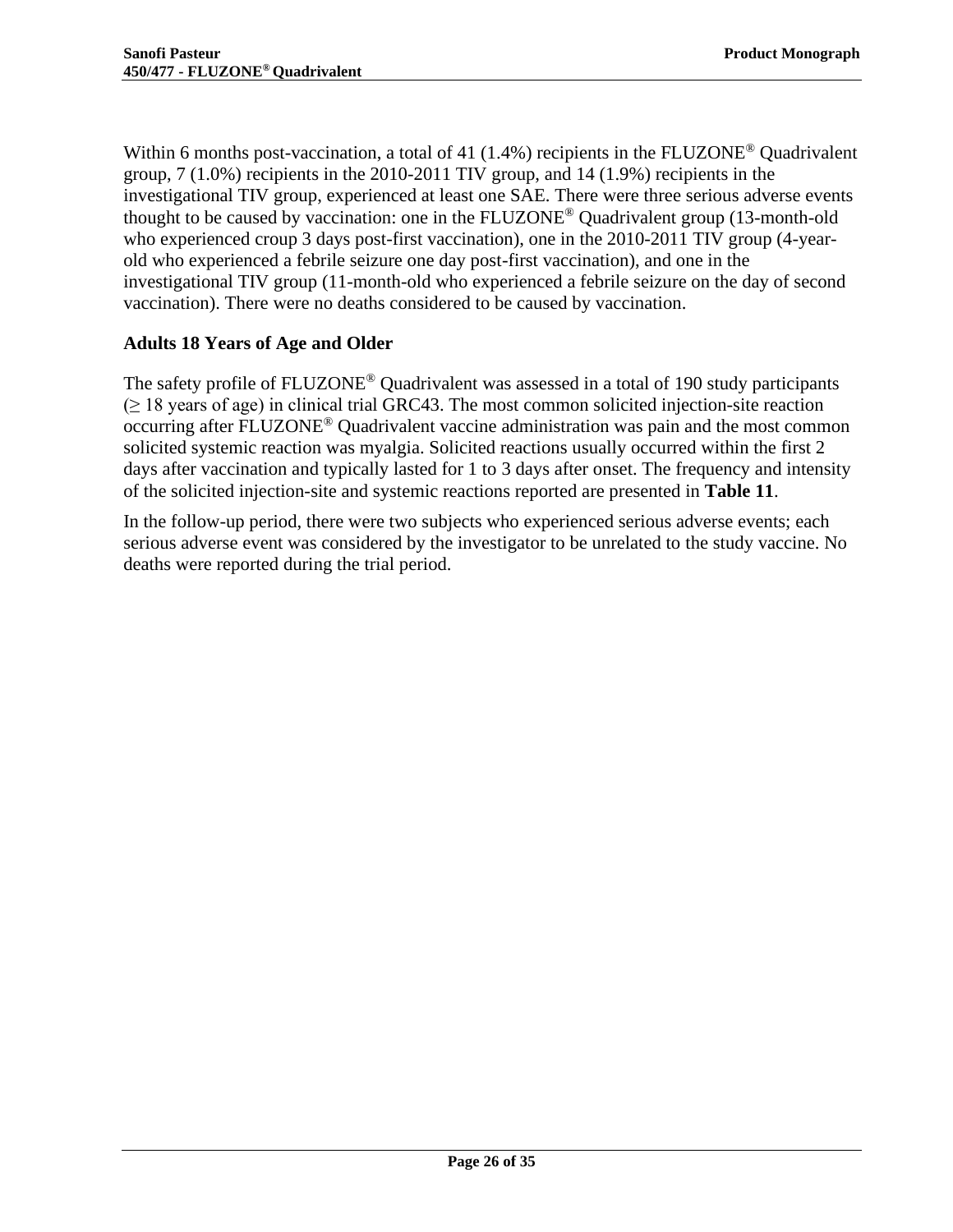Within 6 months post-vaccination, a total of 41 (1.4%) recipients in the FLUZONE® Quadrivalent group, 7 (1.0%) recipients in the 2010-2011 TIV group, and 14 (1.9%) recipients in the investigational TIV group, experienced at least one SAE. There were three serious adverse events thought to be caused by vaccination: one in the FLUZONE® Quadrivalent group (13-month-old who experienced croup 3 days post-first vaccination), one in the 2010-2011 TIV group (4-year-old who experienced a febrile seizure one day post-first vaccination), and one in the investigational TIV group (11-month-old who experienced a febrile seizure on the day of second vaccination). There were no deaths considered to be caused by vaccination.

### Adults 18 Years of Age and Older

The safety profile of FLUZONE® Quadrivalent was assessed in a total of 190 study participants (≥ 18 years of age) in clinical trial GRC43. The most common solicited injection-site reaction occurring after FLUZONE® Quadrivalent vaccine administration was pain and the most common solicited systemic reaction was myalgia. Solicited reactions usually occurred within the first 2 days after vaccination and typically lasted for 1 to 3 days after onset. The frequency and intensity of the solicited injection-site and systemic reactions reported are presented in **Table 11**.

In the follow-up period, there were two subjects who experienced serious adverse events; each serious adverse event was considered by the investigator to be unrelated to the study vaccine. No deaths were reported during the trial period.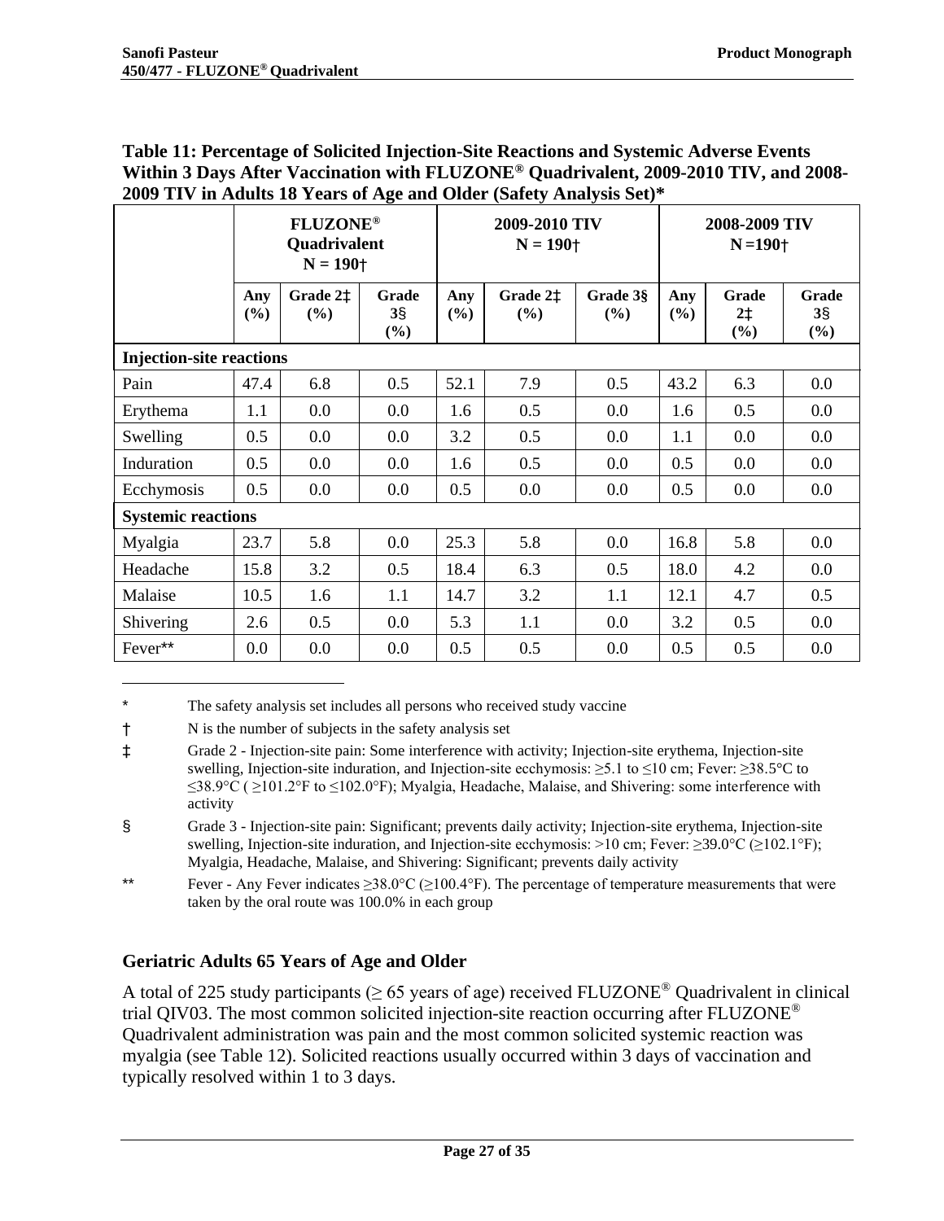**Table 11: Percentage of Solicited Injection-Site Reactions and Systemic Adverse Events Within 3 Days After Vaccination with FLUZONE® Quadrivalent, 2009-2010 TIV, and 2008-2009 TIV in Adults 18 Years of Age and Older (Safety Analysis Set)***

| | FLUZONE® Quadrivalent N = 190† | | | 2009-2010 TIV N = 190† | | | 2008-2009 TIV N =190† | | |
|---|---|---|---|---|---|---|---|---|---|
| | Any (%) | Grade 2‡ (%) | Grade 3§ (%) | Any (%) | Grade 2‡ (%) | Grade 3§ (%) | Any (%) | Grade 2‡ (%) | Grade 3§ (%) |
| **Injection-site reactions** | | | | | | | | | |
| Pain | 47.4 | 6.8 | 0.5 | 52.1 | 7.9 | 0.5 | 43.2 | 6.3 | 0.0 |
| Erythema | 1.1 | 0.0 | 0.0 | 1.6 | 0.5 | 0.0 | 1.6 | 0.5 | 0.0 |
| Swelling | 0.5 | 0.0 | 0.0 | 3.2 | 0.5 | 0.0 | 1.1 | 0.0 | 0.0 |
| Induration | 0.5 | 0.0 | 0.0 | 1.6 | 0.5 | 0.0 | 0.5 | 0.0 | 0.0 |
| Ecchymosis | 0.5 | 0.0 | 0.0 | 0.5 | 0.0 | 0.0 | 0.5 | 0.0 | 0.0 |
| **Systemic reactions** | | | | | | | | | |
| Myalgia | 23.7 | 5.8 | 0.0 | 25.3 | 5.8 | 0.0 | 16.8 | 5.8 | 0.0 |
| Headache | 15.8 | 3.2 | 0.5 | 18.4 | 6.3 | 0.5 | 18.0 | 4.2 | 0.0 |
| Malaise | 10.5 | 1.6 | 1.1 | 14.7 | 3.2 | 1.1 | 12.1 | 4.7 | 0.5 |
| Shivering | 2.6 | 0.5 | 0.0 | 5.3 | 1.1 | 0.0 | 3.2 | 0.5 | 0.0 |
| Fever** | 0.0 | 0.0 | 0.0 | 0.5 | 0.5 | 0.0 | 0.5 | 0.5 | 0.0 |

\* The safety analysis set includes all persons who received study vaccine

† N is the number of subjects in the safety analysis set

‡ Grade 2 - Injection-site pain: Some interference with activity; Injection-site erythema, Injection-site swelling, Injection-site induration, and Injection-site ecchymosis: ≥5.1 to ≤10 cm; Fever: ≥38.5°C to ≤38.9°C ( ≥101.2°F to ≤102.0°F); Myalgia, Headache, Malaise, and Shivering: some interference with activity

§ Grade 3 - Injection-site pain: Significant; prevents daily activity; Injection-site erythema, Injection-site swelling, Injection-site induration, and Injection-site ecchymosis: >10 cm; Fever: ≥39.0°C (≥102.1°F); Myalgia, Headache, Malaise, and Shivering: Significant; prevents daily activity

** Fever - Any Fever indicates ≥38.0°C (≥100.4°F). The percentage of temperature measurements that were taken by the oral route was 100.0% in each group

### Geriatric Adults 65 Years of Age and Older

A total of 225 study participants (≥ 65 years of age) received FLUZONE® Quadrivalent in clinical trial QIV03. The most common solicited injection-site reaction occurring after FLUZONE® Quadrivalent administration was pain and the most common solicited systemic reaction was myalgia (see Table 12). Solicited reactions usually occurred within 3 days of vaccination and typically resolved within 1 to 3 days.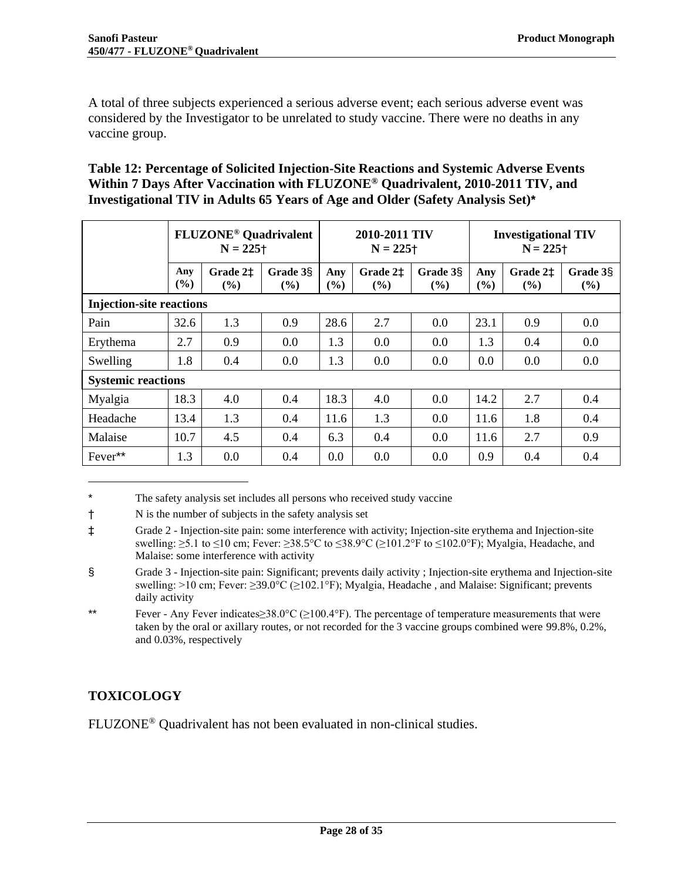A total of three subjects experienced a serious adverse event; each serious adverse event was considered by the Investigator to be unrelated to study vaccine. There were no deaths in any vaccine group.

**Table 12: Percentage of Solicited Injection-Site Reactions and Systemic Adverse Events Within 7 Days After Vaccination with FLUZONE® Quadrivalent, 2010-2011 TIV, and Investigational TIV in Adults 65 Years of Age and Older (Safety Analysis Set)***

| | FLUZONE® Quadrivalent N = 225† | | | 2010-2011 TIV N = 225† | | | Investigational TIV N = 225† | | |
|---|---|---|---|---|---|---|---|---|---|
| | Any (%) | Grade 2‡ (%) | Grade 3§ (%) | Any (%) | Grade 2‡ (%) | Grade 3§ (%) | Any (%) | Grade 2‡ (%) | Grade 3§ (%) |
| **Injection-site reactions** | | | | | | | | | |
| Pain | 32.6 | 1.3 | 0.9 | 28.6 | 2.7 | 0.0 | 23.1 | 0.9 | 0.0 |
| Erythema | 2.7 | 0.9 | 0.0 | 1.3 | 0.0 | 0.0 | 1.3 | 0.4 | 0.0 |
| Swelling | 1.8 | 0.4 | 0.0 | 1.3 | 0.0 | 0.0 | 0.0 | 0.0 | 0.0 |
| **Systemic reactions** | | | | | | | | | |
| Myalgia | 18.3 | 4.0 | 0.4 | 18.3 | 4.0 | 0.0 | 14.2 | 2.7 | 0.4 |
| Headache | 13.4 | 1.3 | 0.4 | 11.6 | 1.3 | 0.0 | 11.6 | 1.8 | 0.4 |
| Malaise | 10.7 | 4.5 | 0.4 | 6.3 | 0.4 | 0.0 | 11.6 | 2.7 | 0.9 |
| Fever** | 1.3 | 0.0 | 0.4 | 0.0 | 0.0 | 0.0 | 0.9 | 0.4 | 0.4 |

\* The safety analysis set includes all persons who received study vaccine

† N is the number of subjects in the safety analysis set

‡ Grade 2 - Injection-site pain: some interference with activity; Injection-site erythema and Injection-site swelling: ≥5.1 to ≤10 cm; Fever: ≥38.5°C to ≤38.9°C (≥101.2°F to ≤102.0°F); Myalgia, Headache, and Malaise: some interference with activity

§ Grade 3 - Injection-site pain: Significant; prevents daily activity ; Injection-site erythema and Injection-site swelling: >10 cm; Fever: ≥39.0°C (≥102.1°F); Myalgia, Headache , and Malaise: Significant; prevents daily activity

** Fever - Any Fever indicates≥38.0°C (≥100.4°F). The percentage of temperature measurements that were taken by the oral or axillary routes, or not recorded for the 3 vaccine groups combined were 99.8%, 0.2%, and 0.03%, respectively

## TOXICOLOGY

FLUZONE® Quadrivalent has not been evaluated in non-clinical studies.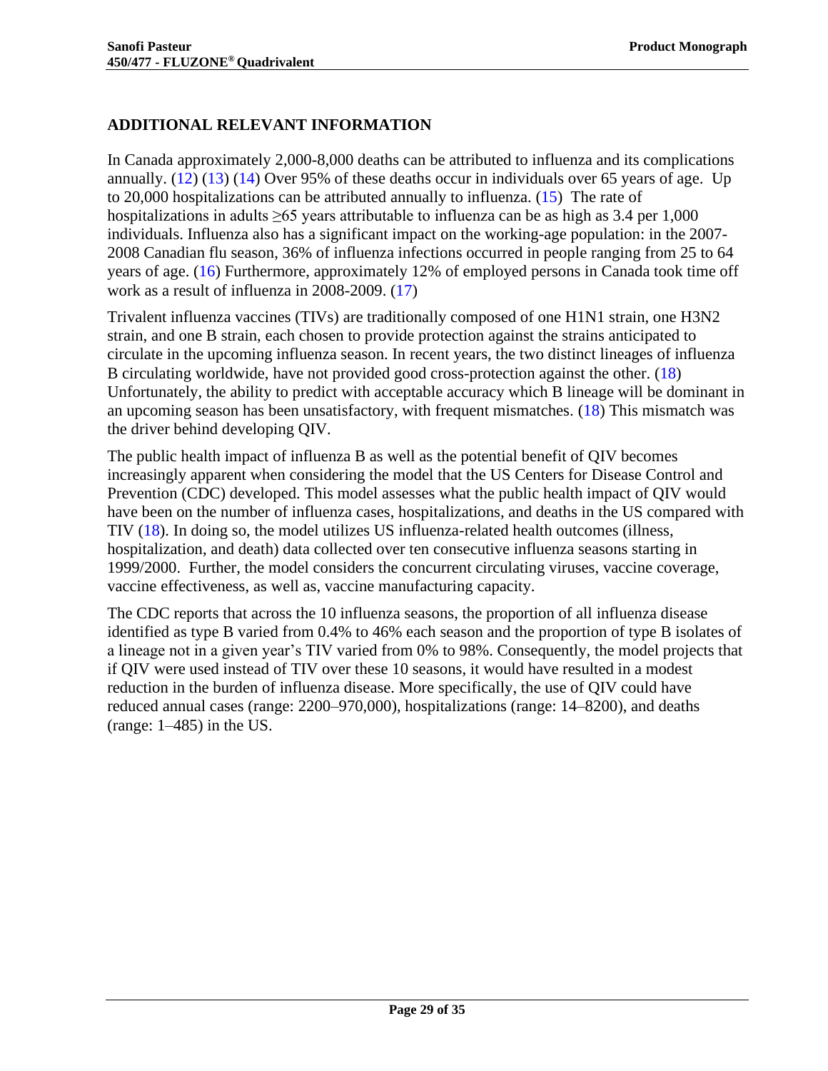## ADDITIONAL RELEVANT INFORMATION

In Canada approximately 2,000-8,000 deaths can be attributed to influenza and its complications annually. (12) (13) (14) Over 95% of these deaths occur in individuals over 65 years of age. Up to 20,000 hospitalizations can be attributed annually to influenza. (15) The rate of hospitalizations in adults $\geq$65 years attributable to influenza can be as high as 3.4 per 1,000 individuals. Influenza also has a significant impact on the working-age population: in the 2007-2008 Canadian flu season, 36% of influenza infections occurred in people ranging from 25 to 64 years of age. (16) Furthermore, approximately 12% of employed persons in Canada took time off work as a result of influenza in 2008-2009. (17)

Trivalent influenza vaccines (TIVs) are traditionally composed of one H1N1 strain, one H3N2 strain, and one B strain, each chosen to provide protection against the strains anticipated to circulate in the upcoming influenza season. In recent years, the two distinct lineages of influenza B circulating worldwide, have not provided good cross-protection against the other. (18) Unfortunately, the ability to predict with acceptable accuracy which B lineage will be dominant in an upcoming season has been unsatisfactory, with frequent mismatches. (18) This mismatch was the driver behind developing QIV.

The public health impact of influenza B as well as the potential benefit of QIV becomes increasingly apparent when considering the model that the US Centers for Disease Control and Prevention (CDC) developed. This model assesses what the public health impact of QIV would have been on the number of influenza cases, hospitalizations, and deaths in the US compared with TIV (18). In doing so, the model utilizes US influenza-related health outcomes (illness, hospitalization, and death) data collected over ten consecutive influenza seasons starting in 1999/2000. Further, the model considers the concurrent circulating viruses, vaccine coverage, vaccine effectiveness, as well as, vaccine manufacturing capacity.

The CDC reports that across the 10 influenza seasons, the proportion of all influenza disease identified as type B varied from 0.4% to 46% each season and the proportion of type B isolates of a lineage not in a given year's TIV varied from 0% to 98%. Consequently, the model projects that if QIV were used instead of TIV over these 10 seasons, it would have resulted in a modest reduction in the burden of influenza disease. More specifically, the use of QIV could have reduced annual cases (range: 2200–970,000), hospitalizations (range: 14–8200), and deaths (range: 1–485) in the US.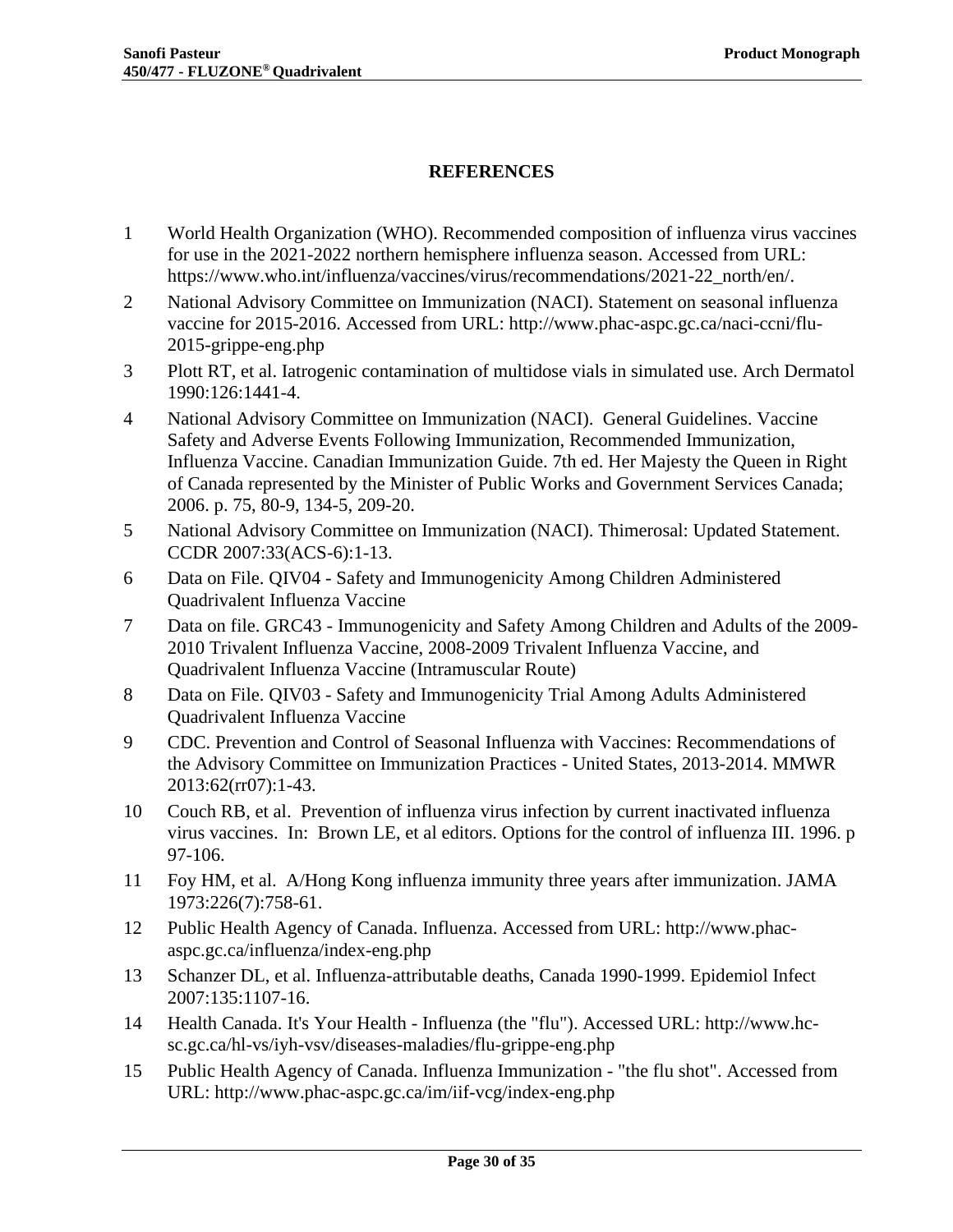## REFERENCES

1. World Health Organization (WHO). Recommended composition of influenza virus vaccines for use in the 2021-2022 northern hemisphere influenza season. Accessed from URL: https://www.who.int/influenza/vaccines/virus/recommendations/2021-22_north/en/.
2. National Advisory Committee on Immunization (NACI). Statement on seasonal influenza vaccine for 2015-2016. Accessed from URL: http://www.phac-aspc.gc.ca/naci-ccni/flu-2015-grippe-eng.php
3. Plott RT, et al. Iatrogenic contamination of multidose vials in simulated use. Arch Dermatol 1990:126:1441-4.
4. National Advisory Committee on Immunization (NACI). General Guidelines. Vaccine Safety and Adverse Events Following Immunization, Recommended Immunization, Influenza Vaccine. Canadian Immunization Guide. 7th ed. Her Majesty the Queen in Right of Canada represented by the Minister of Public Works and Government Services Canada; 2006. p. 75, 80-9, 134-5, 209-20.
5. National Advisory Committee on Immunization (NACI). Thimerosal: Updated Statement. CCDR 2007:33(ACS-6):1-13.
6. Data on File. QIV04 - Safety and Immunogenicity Among Children Administered Quadrivalent Influenza Vaccine
7. Data on file. GRC43 - Immunogenicity and Safety Among Children and Adults of the 2009-2010 Trivalent Influenza Vaccine, 2008-2009 Trivalent Influenza Vaccine, and Quadrivalent Influenza Vaccine (Intramuscular Route)
8. Data on File. QIV03 - Safety and Immunogenicity Trial Among Adults Administered Quadrivalent Influenza Vaccine
9. CDC. Prevention and Control of Seasonal Influenza with Vaccines: Recommendations of the Advisory Committee on Immunization Practices - United States, 2013-2014. MMWR 2013:62(rr07):1-43.
10. Couch RB, et al. Prevention of influenza virus infection by current inactivated influenza virus vaccines. In: Brown LE, et al editors. Options for the control of influenza III. 1996. p 97-106.
11. Foy HM, et al. A/Hong Kong influenza immunity three years after immunization. JAMA 1973:226(7):758-61.
12. Public Health Agency of Canada. Influenza. Accessed from URL: http://www.phac-aspc.gc.ca/influenza/index-eng.php
13. Schanzer DL, et al. Influenza-attributable deaths, Canada 1990-1999. Epidemiol Infect 2007:135:1107-16.
14. Health Canada. It's Your Health - Influenza (the "flu"). Accessed URL: http://www.hc-sc.gc.ca/hl-vs/iyh-vsv/diseases-maladies/flu-grippe-eng.php
15. Public Health Agency of Canada. Influenza Immunization - "the flu shot". Accessed from URL: http://www.phac-aspc.gc.ca/im/iif-vcg/index-eng.php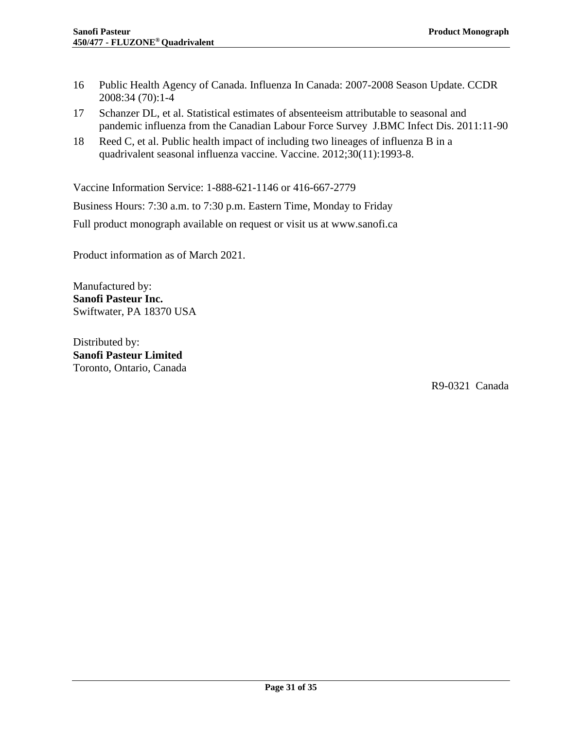16 Public Health Agency of Canada. Influenza In Canada: 2007-2008 Season Update. CCDR 2008:34 (70):1-4

17 Schanzer DL, et al. Statistical estimates of absenteeism attributable to seasonal and pandemic influenza from the Canadian Labour Force Survey J.BMC Infect Dis. 2011:11-90

18 Reed C, et al. Public health impact of including two lineages of influenza B in a quadrivalent seasonal influenza vaccine. Vaccine. 2012;30(11):1993-8.

Vaccine Information Service: 1-888-621-1146 or 416-667-2779

Business Hours: 7:30 a.m. to 7:30 p.m. Eastern Time, Monday to Friday

Full product monograph available on request or visit us at www.sanofi.ca

Product information as of March 2021.

Manufactured by:
**Sanofi Pasteur Inc.**
Swiftwater, PA 18370 USA

Distributed by:
**Sanofi Pasteur Limited**
Toronto, Ontario, Canada

R9-0321 Canada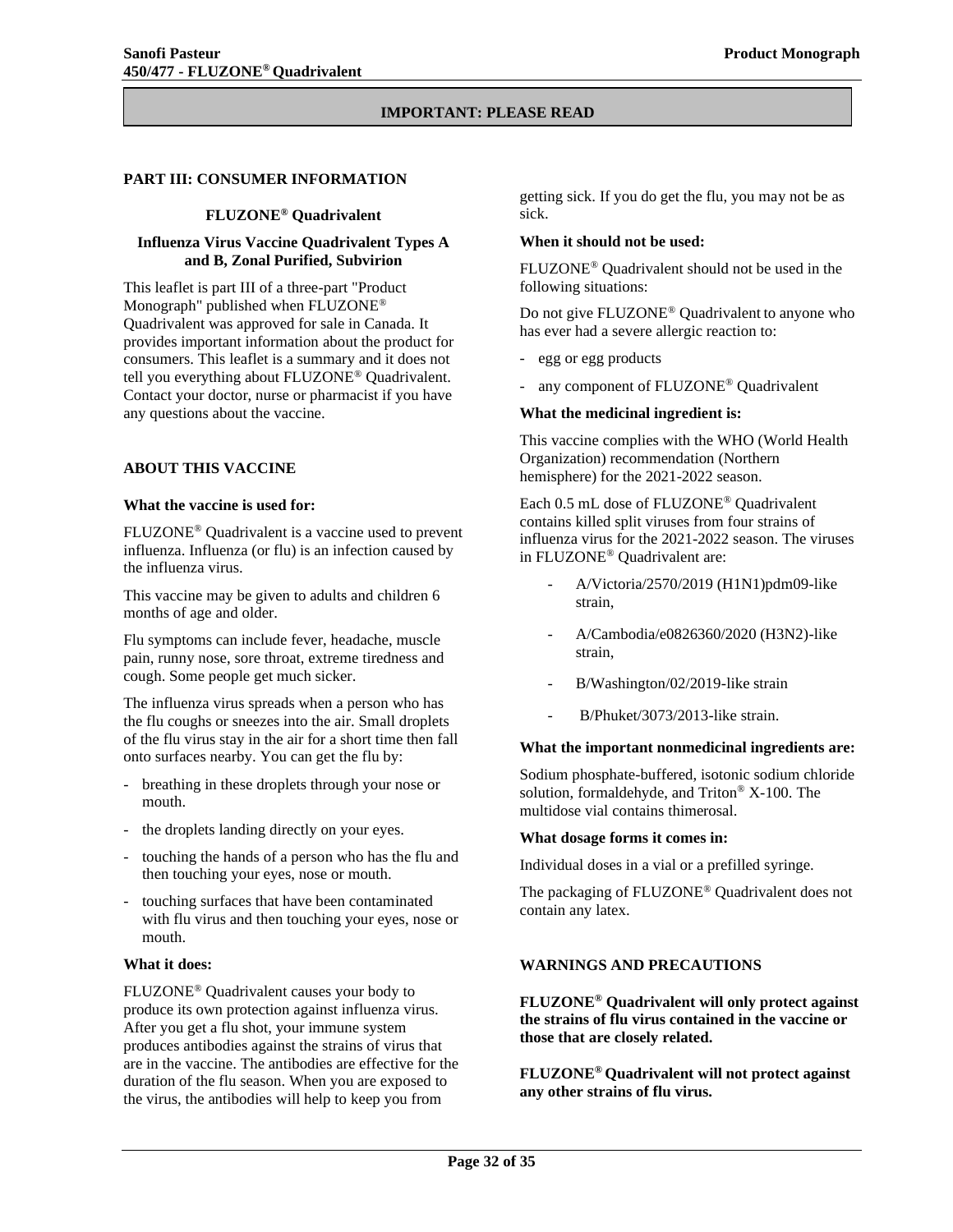**IMPORTANT: PLEASE READ**

## PART III: CONSUMER INFORMATION

### FLUZONE® Quadrivalent

### Influenza Virus Vaccine Quadrivalent Types A and B, Zonal Purified, Subvirion

This leaflet is part III of a three-part "Product Monograph" published when FLUZONE® Quadrivalent was approved for sale in Canada. It provides important information about the product for consumers. This leaflet is a summary and it does not tell you everything about FLUZONE® Quadrivalent. Contact your doctor, nurse or pharmacist if you have any questions about the vaccine.

## ABOUT THIS VACCINE

**What the vaccine is used for:**

FLUZONE® Quadrivalent is a vaccine used to prevent influenza. Influenza (or flu) is an infection caused by the influenza virus.

This vaccine may be given to adults and children 6 months of age and older.

Flu symptoms can include fever, headache, muscle pain, runny nose, sore throat, extreme tiredness and cough. Some people get much sicker.

The influenza virus spreads when a person who has the flu coughs or sneezes into the air. Small droplets of the flu virus stay in the air for a short time then fall onto surfaces nearby. You can get the flu by:

- breathing in these droplets through your nose or mouth.
- the droplets landing directly on your eyes.
- touching the hands of a person who has the flu and then touching your eyes, nose or mouth.
- touching surfaces that have been contaminated with flu virus and then touching your eyes, nose or mouth.

**What it does:**

FLUZONE® Quadrivalent causes your body to produce its own protection against influenza virus. After you get a flu shot, your immune system produces antibodies against the strains of virus that are in the vaccine. The antibodies are effective for the duration of the flu season. When you are exposed to the virus, the antibodies will help to keep you from getting sick. If you do get the flu, you may not be as sick.

**When it should not be used:**

FLUZONE® Quadrivalent should not be used in the following situations:

Do not give FLUZONE® Quadrivalent to anyone who has ever had a severe allergic reaction to:

- egg or egg products
- any component of FLUZONE® Quadrivalent

**What the medicinal ingredient is:**

This vaccine complies with the WHO (World Health Organization) recommendation (Northern hemisphere) for the 2021-2022 season.

Each 0.5 mL dose of FLUZONE® Quadrivalent contains killed split viruses from four strains of influenza virus for the 2021-2022 season. The viruses in FLUZONE® Quadrivalent are:

- A/Victoria/2570/2019 (H1N1)pdm09-like strain,
- A/Cambodia/e0826360/2020 (H3N2)-like strain,
- B/Washington/02/2019-like strain
- B/Phuket/3073/2013-like strain.

**What the important nonmedicinal ingredients are:**

Sodium phosphate-buffered, isotonic sodium chloride solution, formaldehyde, and Triton® X-100. The multidose vial contains thimerosal.

**What dosage forms it comes in:**

Individual doses in a vial or a prefilled syringe.

The packaging of FLUZONE® Quadrivalent does not contain any latex.

## WARNINGS AND PRECAUTIONS

**FLUZONE® Quadrivalent will only protect against the strains of flu virus contained in the vaccine or those that are closely related.**

**FLUZONE® Quadrivalent will not protect against any other strains of flu virus.**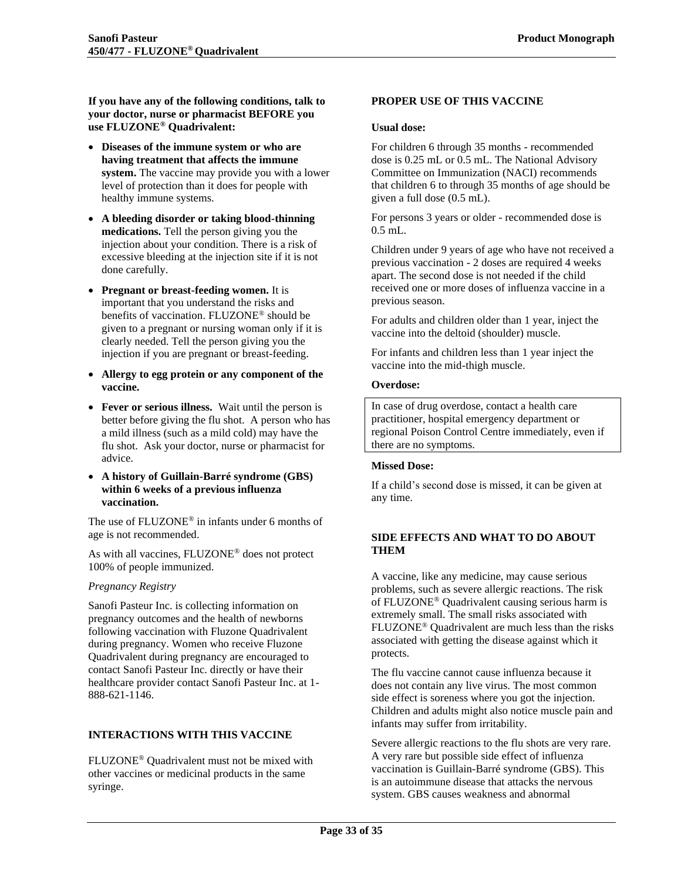**If you have any of the following conditions, talk to your doctor, nurse or pharmacist BEFORE you use FLUZONE® Quadrivalent:**

- **Diseases of the immune system or who are having treatment that affects the immune system.** The vaccine may provide you with a lower level of protection than it does for people with healthy immune systems.
- **A bleeding disorder or taking blood-thinning medications.** Tell the person giving you the injection about your condition. There is a risk of excessive bleeding at the injection site if it is not done carefully.
- **Pregnant or breast-feeding women.** It is important that you understand the risks and benefits of vaccination. FLUZONE® should be given to a pregnant or nursing woman only if it is clearly needed. Tell the person giving you the injection if you are pregnant or breast-feeding.
- **Allergy to egg protein or any component of the vaccine.**
- **Fever or serious illness.** Wait until the person is better before giving the flu shot. A person who has a mild illness (such as a mild cold) may have the flu shot. Ask your doctor, nurse or pharmacist for advice.
- **A history of Guillain-Barré syndrome (GBS) within 6 weeks of a previous influenza vaccination.**

The use of FLUZONE® in infants under 6 months of age is not recommended.

As with all vaccines, FLUZONE® does not protect 100% of people immunized.

*Pregnancy Registry*

Sanofi Pasteur Inc. is collecting information on pregnancy outcomes and the health of newborns following vaccination with Fluzone Quadrivalent during pregnancy. Women who receive Fluzone Quadrivalent during pregnancy are encouraged to contact Sanofi Pasteur Inc. directly or have their healthcare provider contact Sanofi Pasteur Inc. at 1-888-621-1146.

## INTERACTIONS WITH THIS VACCINE

FLUZONE® Quadrivalent must not be mixed with other vaccines or medicinal products in the same syringe.

## PROPER USE OF THIS VACCINE

**Usual dose:**

For children 6 through 35 months - recommended dose is 0.25 mL or 0.5 mL. The National Advisory Committee on Immunization (NACI) recommends that children 6 to through 35 months of age should be given a full dose (0.5 mL).

For persons 3 years or older - recommended dose is 0.5 mL.

Children under 9 years of age who have not received a previous vaccination - 2 doses are required 4 weeks apart. The second dose is not needed if the child received one or more doses of influenza vaccine in a previous season.

For adults and children older than 1 year, inject the vaccine into the deltoid (shoulder) muscle.

For infants and children less than 1 year inject the vaccine into the mid-thigh muscle.

**Overdose:**

In case of drug overdose, contact a health care practitioner, hospital emergency department or regional Poison Control Centre immediately, even if there are no symptoms.

**Missed Dose:**

If a child's second dose is missed, it can be given at any time.

## SIDE EFFECTS AND WHAT TO DO ABOUT THEM

A vaccine, like any medicine, may cause serious problems, such as severe allergic reactions. The risk of FLUZONE® Quadrivalent causing serious harm is extremely small. The small risks associated with FLUZONE® Quadrivalent are much less than the risks associated with getting the disease against which it protects.

The flu vaccine cannot cause influenza because it does not contain any live virus. The most common side effect is soreness where you got the injection. Children and adults might also notice muscle pain and infants may suffer from irritability.

Severe allergic reactions to the flu shots are very rare. A very rare but possible side effect of influenza vaccination is Guillain-Barré syndrome (GBS). This is an autoimmune disease that attacks the nervous system. GBS causes weakness and abnormal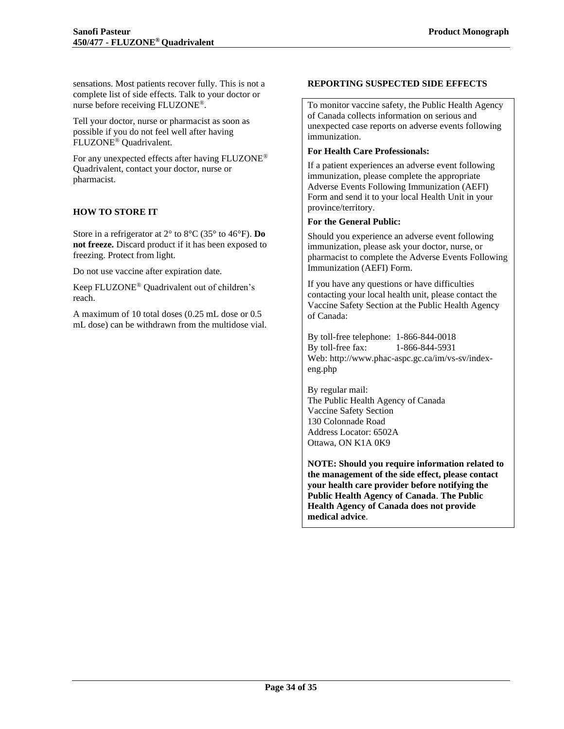sensations. Most patients recover fully. This is not a complete list of side effects. Talk to your doctor or nurse before receiving FLUZONE®.

Tell your doctor, nurse or pharmacist as soon as possible if you do not feel well after having FLUZONE® Quadrivalent.

For any unexpected effects after having FLUZONE® Quadrivalent, contact your doctor, nurse or pharmacist.

## HOW TO STORE IT

Store in a refrigerator at 2° to 8°C (35° to 46°F). **Do not freeze.** Discard product if it has been exposed to freezing. Protect from light.

Do not use vaccine after expiration date.

Keep FLUZONE® Quadrivalent out of children's reach.

A maximum of 10 total doses (0.25 mL dose or 0.5 mL dose) can be withdrawn from the multidose vial.

## REPORTING SUSPECTED SIDE EFFECTS

To monitor vaccine safety, the Public Health Agency of Canada collects information on serious and unexpected case reports on adverse events following immunization.

**For Health Care Professionals:**

If a patient experiences an adverse event following immunization, please complete the appropriate Adverse Events Following Immunization (AEFI) Form and send it to your local Health Unit in your province/territory.

**For the General Public:**

Should you experience an adverse event following immunization, please ask your doctor, nurse, or pharmacist to complete the Adverse Events Following Immunization (AEFI) Form.

If you have any questions or have difficulties contacting your local health unit, please contact the Vaccine Safety Section at the Public Health Agency of Canada:

By toll-free telephone: 1-866-844-0018
By toll-free fax: 1-866-844-5931
Web: http://www.phac-aspc.gc.ca/im/vs-sv/index-eng.php

By regular mail:
The Public Health Agency of Canada
Vaccine Safety Section
130 Colonnade Road
Address Locator: 6502A
Ottawa, ON K1A 0K9

**NOTE: Should you require information related to the management of the side effect, please contact your health care provider before notifying the Public Health Agency of Canada**. **The Public Health Agency of Canada does not provide medical advice**.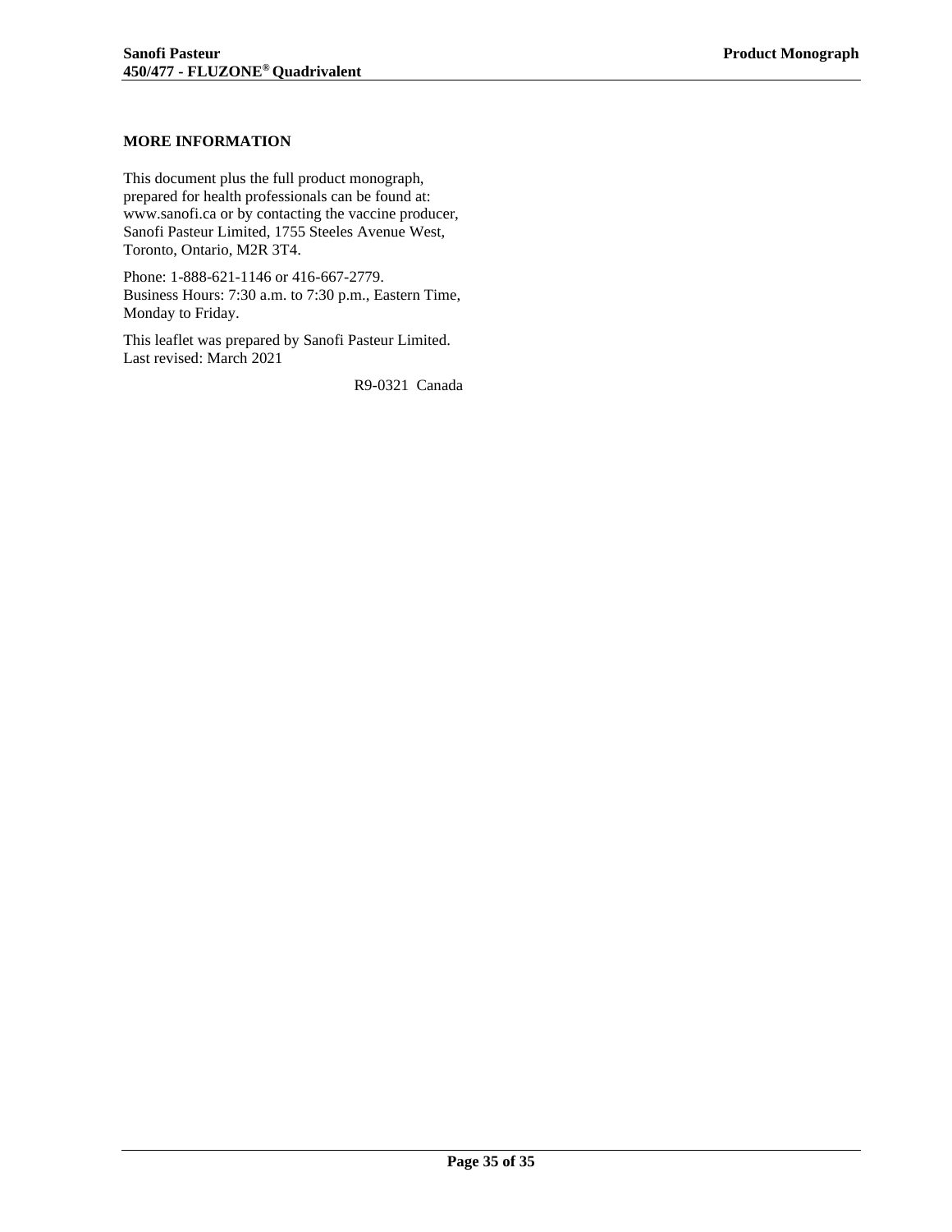## MORE INFORMATION

This document plus the full product monograph, prepared for health professionals can be found at: www.sanofi.ca or by contacting the vaccine producer, Sanofi Pasteur Limited, 1755 Steeles Avenue West, Toronto, Ontario, M2R 3T4.

Phone: 1-888-621-1146 or 416-667-2779.
Business Hours: 7:30 a.m. to 7:30 p.m., Eastern Time, Monday to Friday.

This leaflet was prepared by Sanofi Pasteur Limited.
Last revised: March 2021

R9-0321 Canada